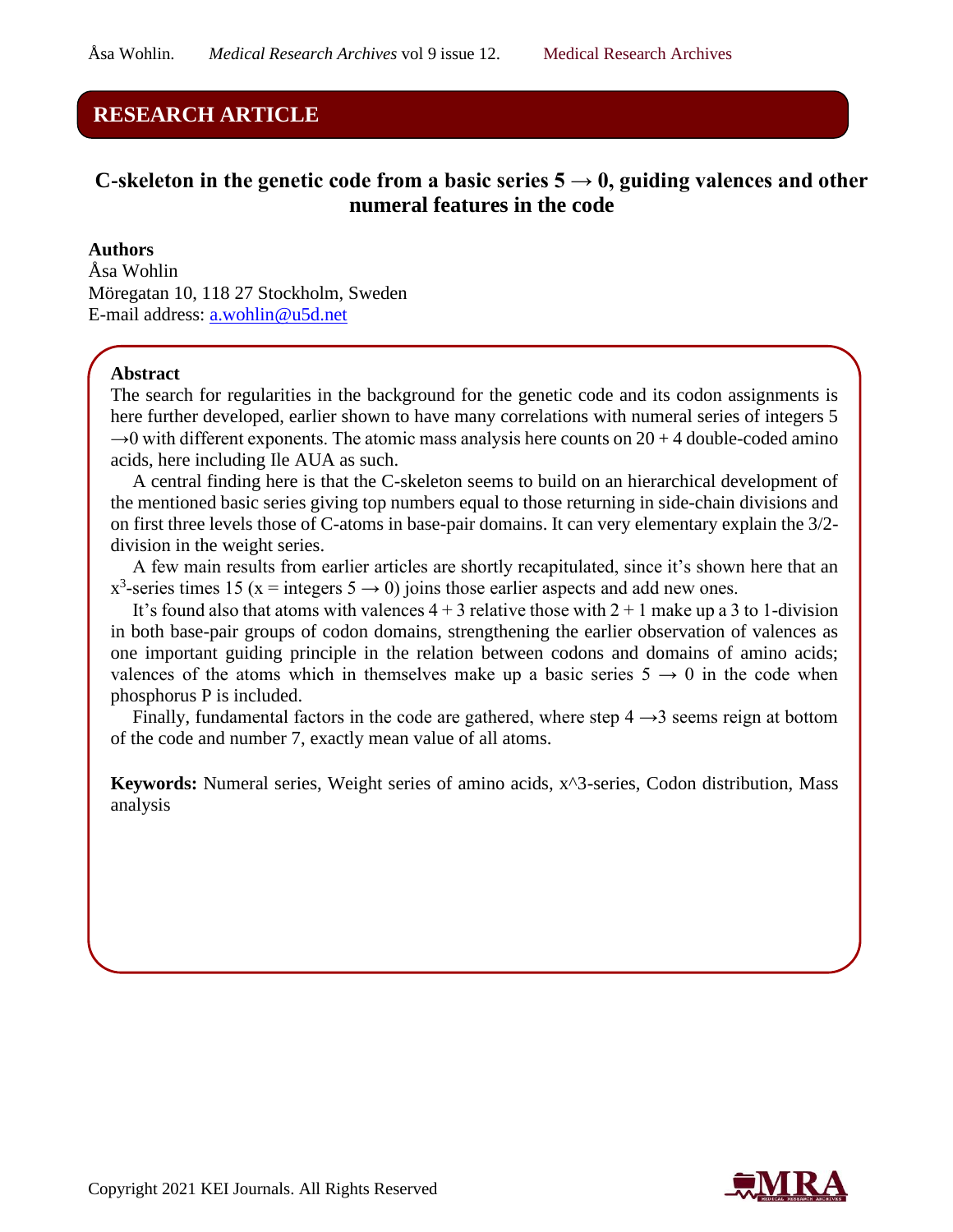**RESEARCH ARTICLE**

# C-skeleton in the genetic code from a basic series 5 → 0, guiding valences and other numeral features in the code

**Authors**

Åsa Wohlin

Möregatan 10, 118 27 Stockholm, Sweden

E-mail address: a.wohlin@u5d.net

## Abstract

The search for regularities in the background for the genetic code and its codon assignments is here further developed, earlier shown to have many correlations with numeral series of integers 5 →0 with different exponents. The atomic mass analysis here counts on 20 + 4 double-coded amino acids, here including Ile AUA as such.

A central finding here is that the C-skeleton seems to build on an hierarchical development of the mentioned basic series giving top numbers equal to those returning in side-chain divisions and on first three levels those of C-atoms in base-pair domains. It can very elementary explain the 3/2-division in the weight series.

A few main results from earlier articles are shortly recapitulated, since it's shown here that an $x^3$-series times 15 (x = integers 5 → 0) joins those earlier aspects and add new ones.

It's found also that atoms with valences 4 + 3 relative those with 2 + 1 make up a 3 to 1-division in both base-pair groups of codon domains, strengthening the earlier observation of valences as one important guiding principle in the relation between codons and domains of amino acids; valences of the atoms which in themselves make up a basic series 5 → 0 in the code when phosphorus P is included.

Finally, fundamental factors in the code are gathered, where step 4 →3 seems reign at bottom of the code and number 7, exactly mean value of all atoms.

**Keywords:** Numeral series, Weight series of amino acids, x^3-series, Codon distribution, Mass analysis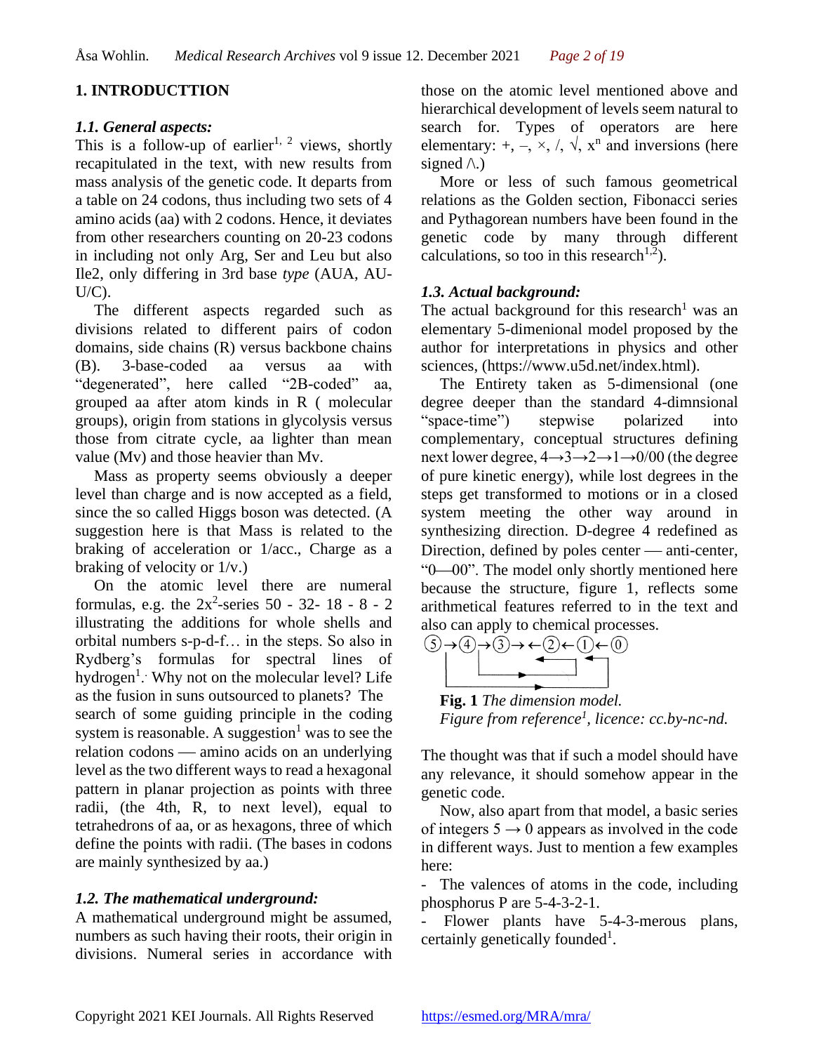## 1. INTRODUCTTION

### *1.1. General aspects:*

This is a follow-up of earlier[1, 2] views, shortly recapitulated in the text, with new results from mass analysis of the genetic code. It departs from a table on 24 codons, thus including two sets of 4 amino acids (aa) with 2 codons. Hence, it deviates from other researchers counting on 20-23 codons in including not only Arg, Ser and Leu but also Ile2, only differing in 3rd base *type* (AUA, AU-U/C).

The different aspects regarded such as divisions related to different pairs of codon domains, side chains (R) versus backbone chains (B). 3-base-coded aa versus aa with "degenerated", here called "2B-coded" aa, grouped aa after atom kinds in R ( molecular groups), origin from stations in glycolysis versus those from citrate cycle, aa lighter than mean value (Mv) and those heavier than Mv.

Mass as property seems obviously a deeper level than charge and is now accepted as a field, since the so called Higgs boson was detected. (A suggestion here is that Mass is related to the braking of acceleration or 1/acc., Charge as a braking of velocity or 1/v.)

On the atomic level there are numeral formulas, e.g. the $2x^2$-series 50 - 32- 18 - 8 - 2 illustrating the additions for whole shells and orbital numbers s-p-d-f… in the steps. So also in Rydberg's formulas for spectral lines of hydrogen[1]. Why not on the molecular level? Life as the fusion in suns outsourced to planets? The search of some guiding principle in the coding system is reasonable. A suggestion[1] was to see the relation codons — amino acids on an underlying level as the two different ways to read a hexagonal pattern in planar projection as points with three radii, (the 4th, R, to next level), equal to tetrahedrons of aa, or as hexagons, three of which define the points with radii. (The bases in codons are mainly synthesized by aa.)

### *1.2. The mathematical underground:*

A mathematical underground might be assumed, numbers as such having their roots, their origin in divisions. Numeral series in accordance with those on the atomic level mentioned above and hierarchical development of levels seem natural to search for. Types of operators are here elementary: +, –, ×, /, √, $x^n$ and inversions (here signed /\.)

More or less of such famous geometrical relations as the Golden section, Fibonacci series and Pythagorean numbers have been found in the genetic code by many through different calculations, so too in this research[1,2]).

### *1.3. Actual background:*

The actual background for this research[1] was an elementary 5-dimenional model proposed by the author for interpretations in physics and other sciences, (https://www.u5d.net/index.html).

The Entirety taken as 5-dimensional (one degree deeper than the standard 4-dimnsional "space-time") stepwise polarized into complementary, conceptual structures defining next lower degree, 4→3→2→1→0/00 (the degree of pure kinetic energy), while lost degrees in the steps get transformed to motions or in a closed system meeting the other way around in synthesizing direction. D-degree 4 redefined as Direction, defined by poles center — anti-center, "0—00". The model only shortly mentioned here because the structure, figure 1, reflects some arithmetical features referred to in the text and also can apply to chemical processes.

⑤→④→③→←②←①←⓪

**Fig. 1** *The dimension model. Figure from reference[1], licence: cc.by-nc-nd.*

The thought was that if such a model should have any relevance, it should somehow appear in the genetic code.

Now, also apart from that model, a basic series of integers 5 → 0 appears as involved in the code in different ways. Just to mention a few examples here:

- The valences of atoms in the code, including phosphorus P are 5-4-3-2-1.
- Flower plants have 5-4-3-merous plans, certainly genetically founded[1].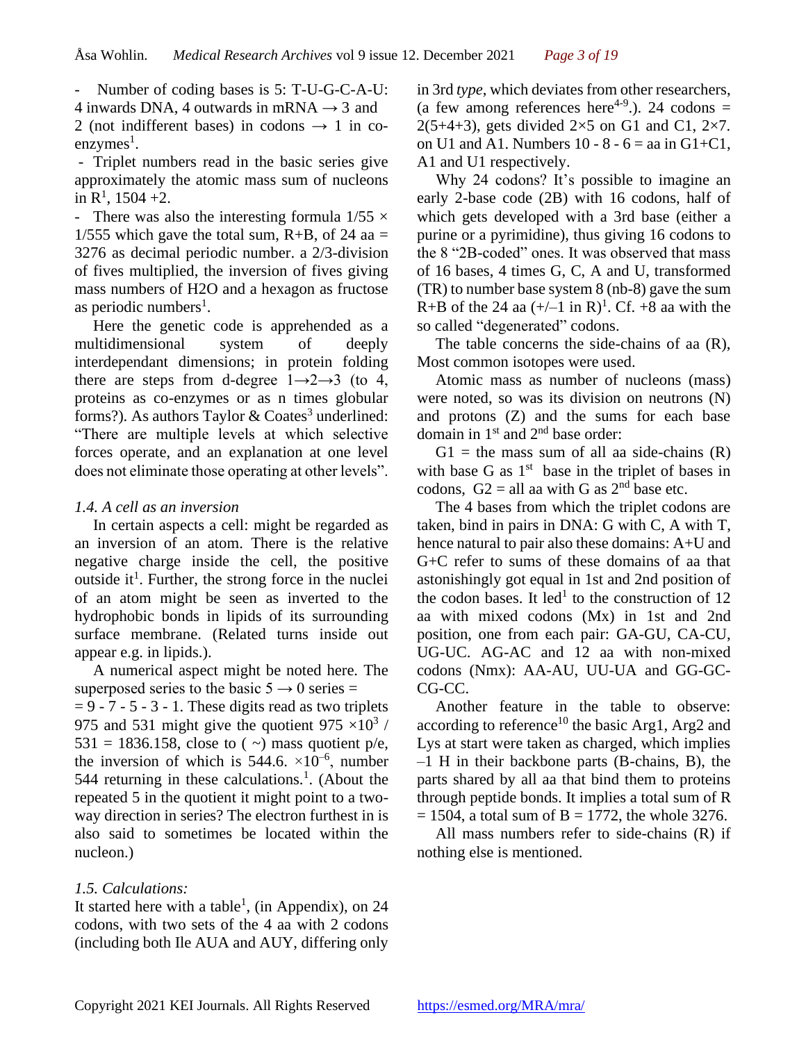- Number of coding bases is 5: T-U-G-C-A-U: 4 inwards DNA, 4 outwards in mRNA → 3 and 2 (not indifferent bases) in codons → 1 in co-enzymes[1].

- Triplet numbers read in the basic series give approximately the atomic mass sum of nucleons in R[1], 1504 +2.

- There was also the interesting formula 1/55 × 1/555 which gave the total sum, R+B, of 24 aa = 3276 as decimal periodic number. a 2/3-division of fives multiplied, the inversion of fives giving mass numbers of $H_2O$ and a hexagon as fructose as periodic numbers[1].

Here the genetic code is apprehended as a multidimensional system of deeply interdependant dimensions; in protein folding there are steps from d-degree 1→2→3 (to 4, proteins as co-enzymes or as n times globular forms?). As authors Taylor & Coates[3] underlined: "There are multiple levels at which selective forces operate, and an explanation at one level does not eliminate those operating at other levels".

### *1.4. A cell as an inversion*

In certain aspects a cell: might be regarded as an inversion of an atom. There is the relative negative charge inside the cell, the positive outside it[1]. Further, the strong force in the nuclei of an atom might be seen as inverted to the hydrophobic bonds in lipids of its surrounding surface membrane. (Related turns inside out appear e.g. in lipids.).

A numerical aspect might be noted here. The superposed series to the basic 5 → 0 series = = 9 - 7 - 5 - 3 - 1. These digits read as two triplets 975 and 531 might give the quotient $975 \times 10^3$ / 531 = 1836.158, close to ( ~) mass quotient p/e, the inversion of which is 544.6. $\times 10^{-6}$, number 544 returning in these calculations.[1]. (About the repeated 5 in the quotient it might point to a two-way direction in series? The electron furthest in is also said to sometimes be located within the nucleon.)

### *1.5. Calculations:*

It started here with a table[1], (in Appendix), on 24 codons, with two sets of the 4 aa with 2 codons (including both Ile AUA and AUY, differing only in 3rd *type*, which deviates from other researchers, (a few among references here[4-9].). 24 codons = 2(5+4+3), gets divided 2×5 on G1 and C1, 2×7. on U1 and A1. Numbers 10 - 8 - 6 = aa in G1+C1, A1 and U1 respectively.

Why 24 codons? It's possible to imagine an early 2-base code (2B) with 16 codons, half of which gets developed with a 3rd base (either a purine or a pyrimidine), thus giving 16 codons to the 8 "2B-coded" ones. It was observed that mass of 16 bases, 4 times G, C, A and U, transformed (TR) to number base system 8 (nb-8) gave the sum R+B of the 24 aa (+/–1 in R)[1]. Cf. +8 aa with the so called "degenerated" codons.

The table concerns the side-chains of aa (R), Most common isotopes were used.

Atomic mass as number of nucleons (mass) were noted, so was its division on neutrons (N) and protons (Z) and the sums for each base domain in 1st and 2nd base order:

G1 = the mass sum of all aa side-chains (R) with base G as 1st base in the triplet of bases in codons, G2 = all aa with G as 2nd base etc.

The 4 bases from which the triplet codons are taken, bind in pairs in DNA: G with C, A with T, hence natural to pair also these domains: A+U and G+C refer to sums of these domains of aa that astonishingly got equal in 1st and 2nd position of the codon bases. It led[1] to the construction of 12 aa with mixed codons (Mx) in 1st and 2nd position, one from each pair: GA-GU, CA-CU, UG-UC. AG-AC and 12 aa with non-mixed codons (Nmx): AA-AU, UU-UA and GG-GC-CG-CC.

Another feature in the table to observe: according to reference[10] the basic Arg1, Arg2 and Lys at start were taken as charged, which implies –1 H in their backbone parts (B-chains, B), the parts shared by all aa that bind them to proteins through peptide bonds. It implies a total sum of R = 1504, a total sum of B = 1772, the whole 3276.

All mass numbers refer to side-chains (R) if nothing else is mentioned.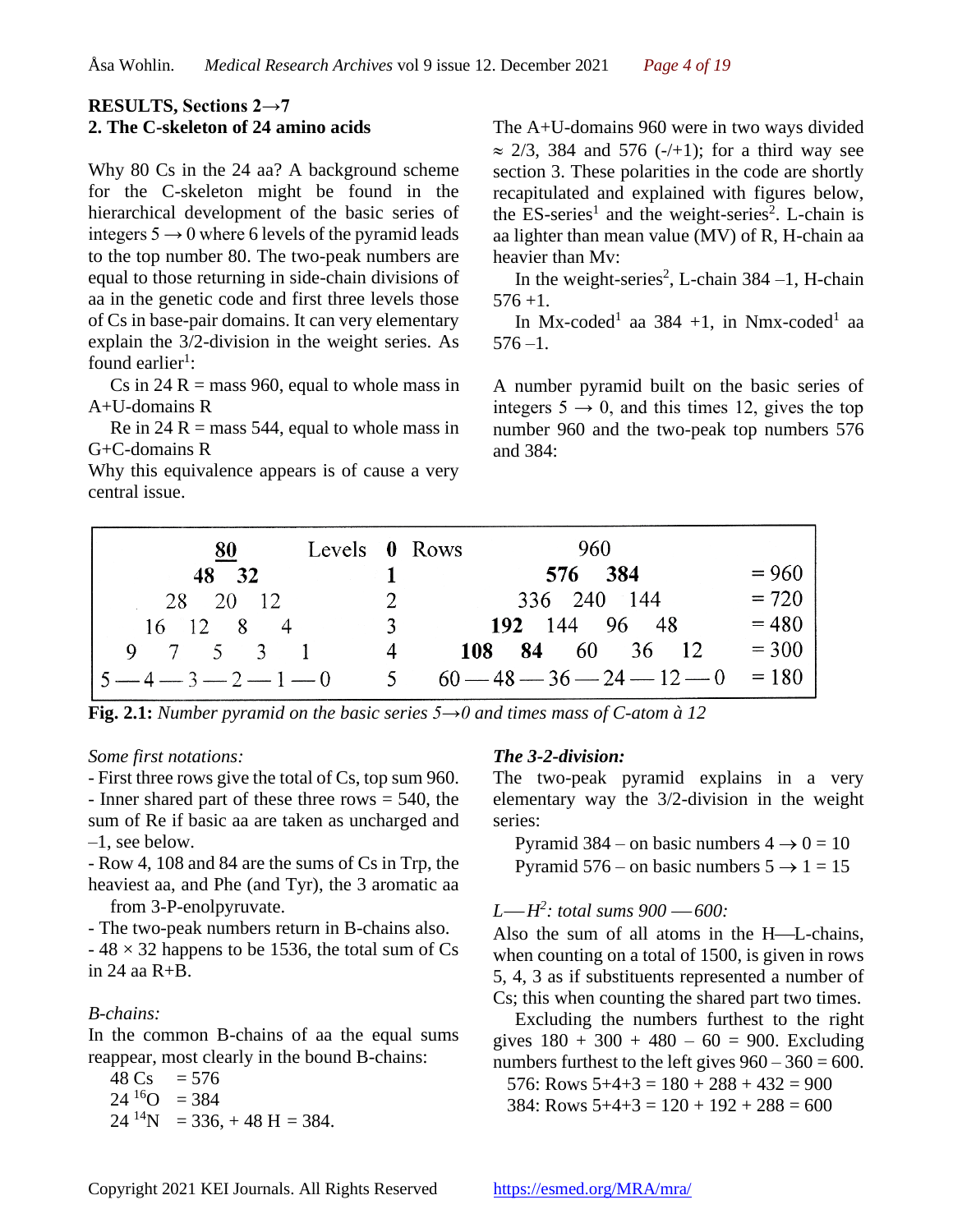## RESULTS, Sections 2→7

### 2. The C-skeleton of 24 amino acids

Why 80 Cs in the 24 aa? A background scheme for the C-skeleton might be found in the hierarchical development of the basic series of integers 5 → 0 where 6 levels of the pyramid leads to the top number 80. The two-peak numbers are equal to those returning in side-chain divisions of aa in the genetic code and first three levels those of Cs in base-pair domains. It can very elementary explain the 3/2-division in the weight series. As found earlier[1]:

Cs in 24 R = mass 960, equal to whole mass in A+U-domains R

Re in 24 R = mass 544, equal to whole mass in G+C-domains R

Why this equivalence appears is of cause a very central issue.

The A+U-domains 960 were in two ways divided ≈ 2/3, 384 and 576 (-/+1); for a third way see section 3. These polarities in the code are shortly recapitulated and explained with figures below, the ES-series[1] and the weight-series[2]. L-chain is aa lighter than mean value (MV) of R, H-chain aa heavier than Mv:

In the weight-series[2], L-chain 384 –1, H-chain 576 +1.

In Mx-coded[1] aa 384 +1, in Nmx-coded[1] aa 576 –1.

A number pyramid built on the basic series of integers 5 → 0, and this times 12, gives the top number 960 and the two-peak top numbers 576 and 384:

| Pyramid | Levels | Rows | |
|---|---|---|---|
| **<u>80</u>** | **0** | 960 | |
| **48 32** | 1 | **576 384** | = 960 |
| 28 20 12 | 2 | 336 240 144 | = 720 |
| 16 12 8 4 | 3 | **192** 144 96 48 | = 480 |
| 9 7 5 3 1 | 4 | **108 84** 60 36 12 | = 300 |
| 5 — 4 — 3 — 2 — 1 — 0 | 5 | 60 — 48 — 36 — 24 — 12 — 0 | = 180 |

**Fig. 2.1:** *Number pyramid on the basic series 5→0 and times mass of C-atom à 12*

*Some first notations:*

- First three rows give the total of Cs, top sum 960.
- Inner shared part of these three rows = 540, the sum of Re if basic aa are taken as uncharged and –1, see below.
- Row 4, 108 and 84 are the sums of Cs in Trp, the heaviest aa, and Phe (and Tyr), the 3 aromatic aa from 3-P-enolpyruvate.
- The two-peak numbers return in B-chains also.
- 48 × 32 happens to be 1536, the total sum of Cs in 24 aa R+B.

*B-chains:*

In the common B-chains of aa the equal sums reappear, most clearly in the bound B-chains:

48 Cs = 576
24 $^{16}$O = 384
24 $^{14}$N = 336, + 48 H = 384.

***The 3-2-division:***

The two-peak pyramid explains in a very elementary way the 3/2-division in the weight series:

Pyramid 384 – on basic numbers 4 → 0 = 10
Pyramid 576 – on basic numbers 5 → 1 = 15

*L—H*[2]*: total sums 900 —600:*

Also the sum of all atoms in the H—L-chains, when counting on a total of 1500, is given in rows 5, 4, 3 as if substituents represented a number of Cs; this when counting the shared part two times.

Excluding the numbers furthest to the right gives 180 + 300 + 480 – 60 = 900. Excluding numbers furthest to the left gives 960 – 360 = 600.

576: Rows 5+4+3 = 180 + 288 + 432 = 900
384: Rows 5+4+3 = 120 + 192 + 288 = 600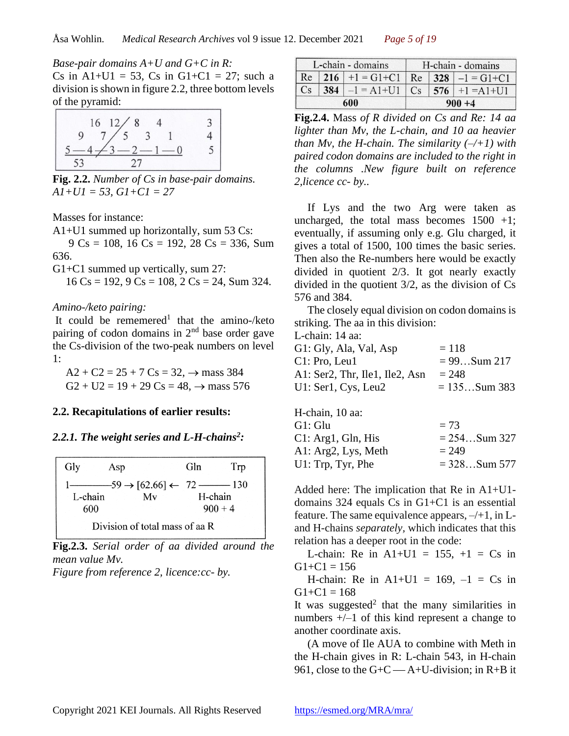*Base-pair domains A+U and G+C in R:*
Cs in A1+U1 = 53, Cs in G1+C1 = 27; such a division is shown in figure 2.2, three bottom levels of the pyramid:

```
   16  12 / 8    4        3
  9   7 / 5   3    1      4
5—4 /3 — 2 — 1 — 0        5
 53         27
```

**Fig. 2.2.** *Number of Cs in base-pair domains. A1+U1 = 53, G1+C1 = 27*

Masses for instance:
A1+U1 summed up horizontally, sum 53 Cs:
9 Cs = 108, 16 Cs = 192, 28 Cs = 336, Sum 636.
G1+C1 summed up vertically, sum 27:
16 Cs = 192, 9 Cs = 108, 2 Cs = 24, Sum 324.

*Amino-/keto pairing:*
It could be rememered[1] that the amino-/keto pairing of codon domains in 2nd base order gave the Cs-division of the two-peak numbers on level 1:

A2 + C2 = 25 + 7 Cs = 32, → mass 384
G2 + U2 = 19 + 29 Cs = 48, → mass 576

## 2.2. Recapitulations of earlier results:

### *2.2.1. The weight series and L-H-chains[2]:*

```
Gly        Asp              Gln       Trp
1 ———— 59 → [62.66] ← 72 ———— 130
 L-chain       Mv          H-chain
  600                       900 + 4
     Division of total mass of aa R
```

**Fig.2.3.** *Serial order of aa divided around the mean value Mv.*
*Figure from reference 2, licence:cc- by.*

| L-chain - domains | | | H-chain - domains | | |
|---|---|---|---|---|---|
| Re | **216** | +1 = G1+C1 | Re | **328** | –1 = G1+C1 |
| Cs | **384** | –1 = A1+U1 | Cs | **576** | +1 =A1+U1 |
| **600** | | | **900 +4** | | |

**Fig.2.4.** Mass *of R divided on Cs and Re: 14 aa lighter than Mv, the L-chain, and 10 aa heavier than Mv, the H-chain. The similarity (–/+1) with paired codon domains are included to the right in the columns .New figure built on reference 2,licence cc- by..*

If Lys and the two Arg were taken as uncharged, the total mass becomes 1500 +1; eventually, if assuming only e.g. Glu charged, it gives a total of 1500, 100 times the basic series. Then also the Re-numbers here would be exactly divided in quotient 2/3. It got nearly exactly divided in the quotient 3/2, as the division of Cs 576 and 384.

The closely equal division on codon domains is striking. The aa in this division:

L-chain: 14 aa:
G1: Gly, Ala, Val, Asp = 118
C1: Pro, Leu1 = 99…Sum 217
A1: Ser2, Thr, Ile1, Ile2, Asn = 248
U1: Ser1, Cys, Leu2 = 135…Sum 383

H-chain, 10 aa:
G1: Glu = 73
C1: Arg1, Gln, His = 254…Sum 327
A1: Arg2, Lys, Meth = 249
U1: Trp, Tyr, Phe = 328…Sum 577

Added here: The implication that Re in A1+U1-domains 324 equals Cs in G1+C1 is an essential feature. The same equivalence appears, –/+1, in L- and H-chains *separately,* which indicates that this relation has a deeper root in the code:

L-chain: Re in A1+U1 = 155, +1 = Cs in G1+C1 = 156
H-chain: Re in A1+U1 = 169, –1 = Cs in G1+C1 = 168

It was suggested[2] that the many similarities in numbers +/–1 of this kind represent a change to another coordinate axis.

(A move of Ile AUA to combine with Meth in the H-chain gives in R: L-chain 543, in H-chain 961, close to the G+C — A+U-division; in R+B it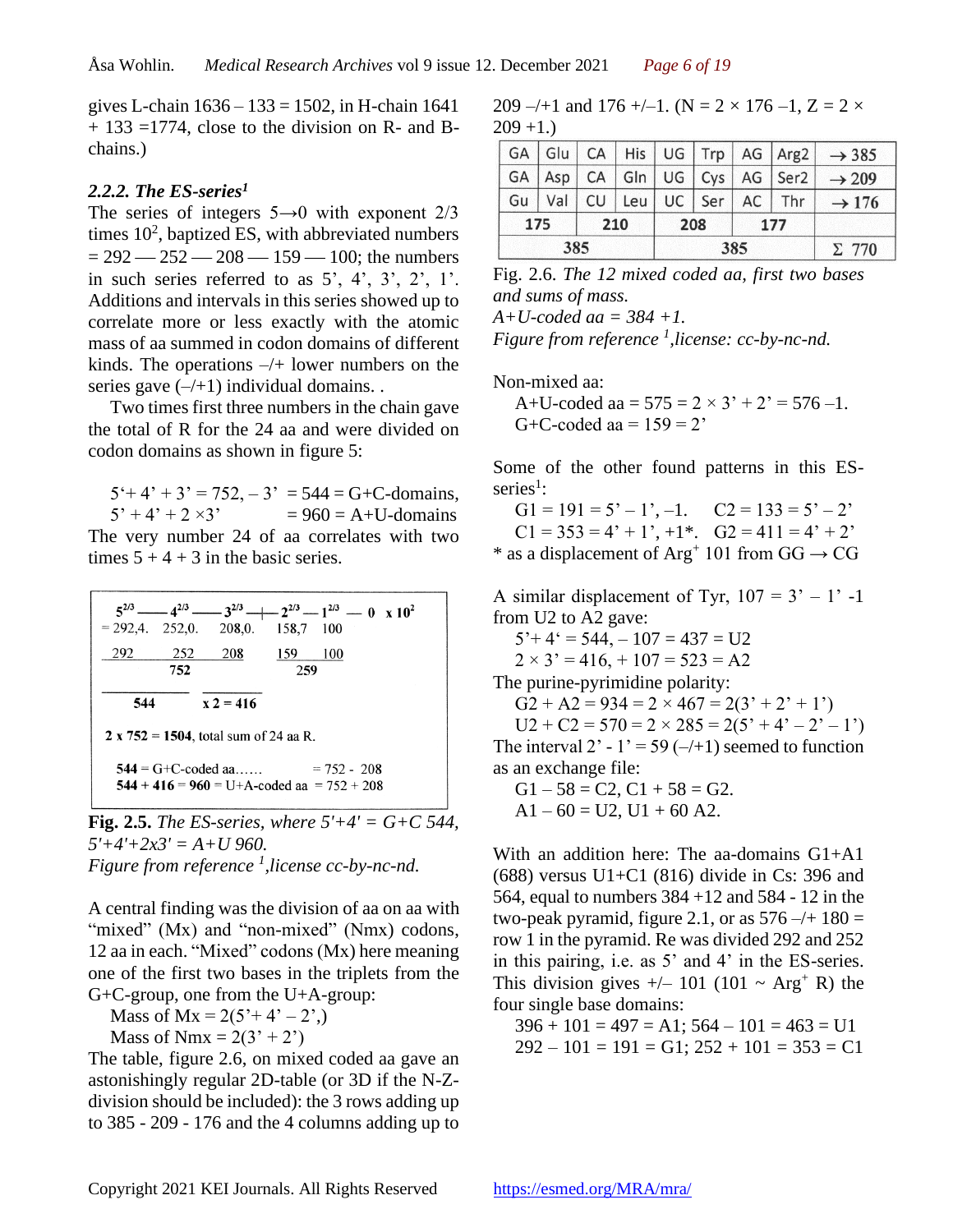gives L-chain 1636 – 133 = 1502, in H-chain 1641 + 133 =1774, close to the division on R- and B-chains.)

### *2.2.2. The ES-series[1]*

The series of integers 5→0 with exponent 2/3 times $10^2$, baptized ES, with abbreviated numbers = 292 — 252 — 208 — 159 — 100; the numbers in such series referred to as 5', 4', 3', 2', 1'. Additions and intervals in this series showed up to correlate more or less exactly with the atomic mass of aa summed in codon domains of different kinds. The operations –/+ lower numbers on the series gave (–/+1) individual domains. .

Two times first three numbers in the chain gave the total of R for the 24 aa and were divided on codon domains as shown in figure 5:

5'+ 4' + 3' = 752, – 3' = 544 = G+C-domains,
5' + 4' + 2 ×3' = 960 = A+U-domains

The very number 24 of aa correlates with two times 5 + 4 + 3 in the basic series.

$5^{2/3}$ — $4^{2/3}$ — $3^{2/3}$ —|— $2^{2/3}$ — $1^{2/3}$ — 0 x $10^2$
= 292,4. 252,0. 208,0. 158,7 100

292 252 208 | 159 100
752 | 259

544 | x 2 = 416

**2** x 752 = **1504**, total sum of 24 aa R.

**544** = G+C-coded aa…… = 752 - 208
**544** + **416** = **960** = U+A-coded aa = 752 + 208

**Fig. 2.5.** *The ES-series, where 5'+4' = G+C 544, 5'+4'+2x3' = A+U 960.*
*Figure from reference [1],license cc-by-nc-nd.*

A central finding was the division of aa on aa with "mixed" (Mx) and "non-mixed" (Nmx) codons, 12 aa in each. "Mixed" codons (Mx) here meaning one of the first two bases in the triplets from the G+C-group, one from the U+A-group:

Mass of Mx = 2(5'+ 4' – 2',)
Mass of Nmx = 2(3' + 2')

The table, figure 2.6, on mixed coded aa gave an astonishingly regular 2D-table (or 3D if the N-Z-division should be included): the 3 rows adding up to 385 - 209 - 176 and the 4 columns adding up to 209 –/+1 and 176 +/–1. (N = 2 × 176 –1, Z = 2 × 209 +1.)

| GA | Glu | CA | His | UG | Trp | AG | Arg2 | → 385 |
|---|---|---|---|---|---|---|---|---|
| GA | Asp | CA | Gln | UG | Cys | AG | Ser2 | → 209 |
| Gu | Val | CU | Leu | UC | Ser | AC | Thr | → 176 |
| 175 | | 210 | | 208 | | 177 | | |
| 385 | | | | 385 | | | | Σ 770 |

Fig. 2.6. *The 12 mixed coded aa, first two bases and sums of mass.*
*A+U-coded aa = 384 +1.*
*Figure from reference [1],license: cc-by-nc-nd.*

Non-mixed aa:
A+U-coded aa = 575 = 2 × 3' + 2' = 576 –1.
G+C-coded aa = 159 = 2'

Some of the other found patterns in this ES-series[1]:
G1 = 191 = 5' – 1', –1. C2 = 133 = 5' – 2'
C1 = 353 = 4' + 1', +1*. G2 = 411 = 4' + 2'
* as a displacement of $Arg^+$ 101 from GG → CG

A similar displacement of Tyr, 107 = 3' – 1' -1 from U2 to A2 gave:
5'+ 4' = 544, – 107 = 437 = U2
2 × 3' = 416, + 107 = 523 = A2
The purine-pyrimidine polarity:
G2 + A2 = 934 = 2 × 467 = 2(3' + 2' + 1')
U2 + C2 = 570 = 2 × 285 = 2(5' + 4' – 2' – 1')
The interval 2' - 1' = 59 (–/+1) seemed to function as an exchange file:
G1 – 58 = C2, C1 + 58 = G2.
A1 – 60 = U2, U1 + 60 A2.

With an addition here: The aa-domains G1+A1 (688) versus U1+C1 (816) divide in Cs: 396 and 564, equal to numbers 384 +12 and 584 - 12 in the two-peak pyramid, figure 2.1, or as 576 –/+ 180 = row 1 in the pyramid. Re was divided 292 and 252 in this pairing, i.e. as 5' and 4' in the ES-series. This division gives +/– 101 (101 ~ $Arg^+$ R) the four single base domains:
396 + 101 = 497 = A1; 564 – 101 = 463 = U1
292 – 101 = 191 = G1; 252 + 101 = 353 = C1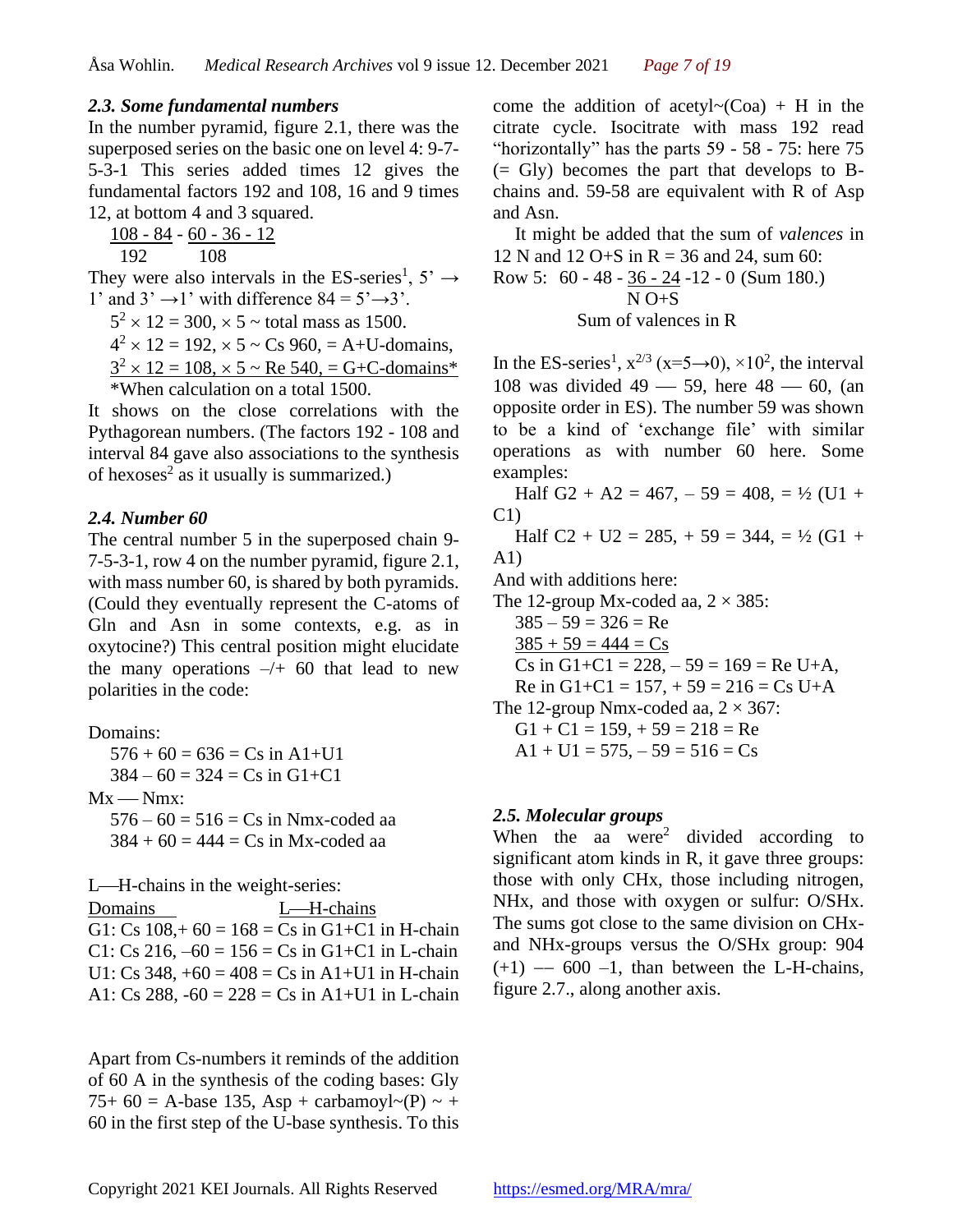### *2.3. Some fundamental numbers*

In the number pyramid, figure 2.1, there was the superposed series on the basic one on level 4: 9-7-5-3-1 This series added times 12 gives the fundamental factors 192 and 108, 16 and 9 times 12, at bottom 4 and 3 squared.

<u>108 - 84</u> - <u>60 - 36 - 12</u>
192 108

They were also intervals in the ES-series[1], 5' → 1' and 3' →1' with difference 84 = 5'→3'.

$5^2 \times 12 = 300$, × 5 ~ total mass as 1500.
$4^2 \times 12 = 192$, × 5 ~ Cs 960, = A+U-domains,
<u>$3^2 \times 12 = 108$, × 5 ~ Re 540, = G+C-domains*</u>
*When calculation on a total 1500.

It shows on the close correlations with the Pythagorean numbers. (The factors 192 - 108 and interval 84 gave also associations to the synthesis of hexoses[2] as it usually is summarized.)

### *2.4. Number 60*

The central number 5 in the superposed chain 9-7-5-3-1, row 4 on the number pyramid, figure 2.1, with mass number 60, is shared by both pyramids. (Could they eventually represent the C-atoms of Gln and Asn in some contexts, e.g. as in oxytocine?) This central position might elucidate the many operations –/+ 60 that lead to new polarities in the code:

Domains:
576 + 60 = 636 = Cs in A1+U1
384 – 60 = 324 = Cs in G1+C1

Mx — Nmx:
576 – 60 = 516 = Cs in Nmx-coded aa
384 + 60 = 444 = Cs in Mx-coded aa

L—H-chains in the weight-series:

| Domains | L—H-chains |
|---|---|
| G1: Cs 108,+ 60 = | 168 = Cs in G1+C1 in H-chain |
| C1: Cs 216, –60 = | 156 = Cs in G1+C1 in L-chain |
| U1: Cs 348, +60 = | 408 = Cs in A1+U1 in H-chain |
| A1: Cs 288, -60 = | 228 = Cs in A1+U1 in L-chain |

Apart from Cs-numbers it reminds of the addition of 60 A in the synthesis of the coding bases: Gly 75+ 60 = A-base 135, Asp + carbamoyl~(P) ~ + 60 in the first step of the U-base synthesis. To this come the addition of acetyl~(Coa) + H in the citrate cycle. Isocitrate with mass 192 read "horizontally" has the parts 59 - 58 - 75: here 75 (= Gly) becomes the part that develops to B-chains and. 59-58 are equivalent with R of Asp and Asn.

It might be added that the sum of *valences* in 12 N and 12 O+S in R = 36 and 24, sum 60:

Row 5: 60 - 48 - <u>36 - 24</u> -12 - 0 (Sum 180.)
N O+S
Sum of valences in R

In the ES-series[1], $x^{2/3}$ (x=5→0), ×$10^2$, the interval 108 was divided 49 — 59, here 48 — 60, (an opposite order in ES). The number 59 was shown to be a kind of 'exchange file' with similar operations as with number 60 here. Some examples:

Half G2 + A2 = 467, – 59 = 408, = ½ (U1 + C1)
Half C2 + U2 = 285, + 59 = 344, = ½ (G1 + A1)

And with additions here:

The 12-group Mx-coded aa, 2 × 385:
385 – 59 = 326 = Re
<u>385 + 59 = 444 = Cs</u>
Cs in G1+C1 = 228, – 59 = 169 = Re U+A,
Re in G1+C1 = 157, + 59 = 216 = Cs U+A

The 12-group Nmx-coded aa, 2 × 367:
G1 + C1 = 159, + 59 = 218 = Re
A1 + U1 = 575, – 59 = 516 = Cs

### *2.5. Molecular groups*

When the aa were[2] divided according to significant atom kinds in R, it gave three groups: those with only CHx, those including nitrogen, NHx, and those with oxygen or sulfur: O/SHx. The sums got close to the same division on CHx- and NHx-groups versus the O/SHx group: 904 (+1) –– 600 –1, than between the L-H-chains, figure 2.7., along another axis.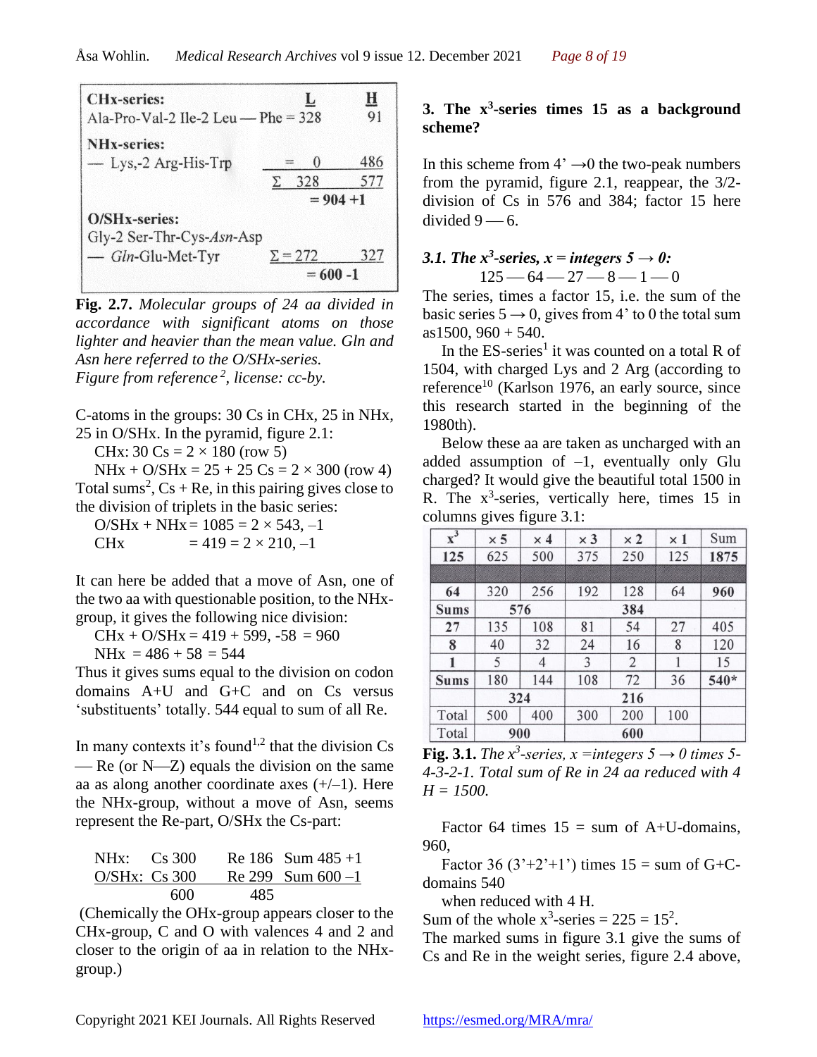| **CHx-series:** | **L** | **H** |
|---|---|---|
| Ala-Pro-Val-2 Ile-2 Leu — Phe | = 328 | 91 |
| **NHx-series:** | | |
| — Lys,-2 Arg-His-Trp | = 0 | 486 |
| | Σ 328 | 577 |
| | = 904 +1 | |
| **O/SHx-series:** | | |
| Gly-2 Ser-Thr-Cys-*Asn*-Asp | | |
| — *Gln*-Glu-Met-Tyr | Σ = 272 | 327 |
| | = 600 -1 | |

**Fig. 2.7.** *Molecular groups of 24 aa divided in accordance with significant atoms on those lighter and heavier than the mean value. Gln and Asn here referred to the O/SHx-series. Figure from reference[2], license: cc-by.*

C-atoms in the groups: 30 Cs in CHx, 25 in NHx, 25 in O/SHx. In the pyramid, figure 2.1:

CHx: 30 Cs = 2 × 180 (row 5)

NHx + O/SHx = 25 + 25 Cs = 2 × 300 (row 4)

Total sums[2], Cs + Re, in this pairing gives close to the division of triplets in the basic series:

O/SHx + NHx = 1085 = 2 × 543, –1

CHx = 419 = 2 × 210, –1

It can here be added that a move of Asn, one of the two aa with questionable position, to the NHx-group, it gives the following nice division:

CHx + O/SHx = 419 + 599, -58 = 960

NHx = 486 + 58 = 544

Thus it gives sums equal to the division on codon domains A+U and G+C and on Cs versus 'substituents' totally. 544 equal to sum of all Re.

In many contexts it's found[1,2] that the division Cs — Re (or N—Z) equals the division on the same aa as along another coordinate axes (+/–1). Here the NHx-group, without a move of Asn, seems represent the Re-part, O/SHx the Cs-part:

| | Cs | Re | Sum |
|---|---|---|---|
| NHx: | Cs 300 | Re 186 | Sum 485 +1 |
| O/SHx: | Cs 300 | Re 299 | Sum 600 –1 |
| | 600 | 485 | |

(Chemically the OHx-group appears closer to the CHx-group, C and O with valences 4 and 2 and closer to the origin of aa in relation to the NHx-group.)

## 3. The $x^3$-series times 15 as a background scheme?

In this scheme from 4' →0 the two-peak numbers from the pyramid, figure 2.1, reappear, the 3/2-division of Cs in 576 and 384; factor 15 here divided 9 — 6.

### *3.1. The $x^3$-series, x = integers 5 → 0:*

125 — 64 — 27 — 8 — 1 — 0

The series, times a factor 15, i.e. the sum of the basic series 5 → 0, gives from 4' to 0 the total sum as1500, 960 + 540.

In the ES-series[1] it was counted on a total R of 1504, with charged Lys and 2 Arg (according to reference[10] (Karlson 1976, an early source, since this research started in the beginning of the 1980th).

Below these aa are taken as uncharged with an added assumption of –1, eventually only Glu charged? It would give the beautiful total 1500 in R. The $x^3$-series, vertically here, times 15 in columns gives figure 3.1:

| $x^3$ | × 5 | × 4 | × 3 | × 2 | × 1 | Sum |
|---|---|---|---|---|---|---|
| **125** | 625 | 500 | 375 | 250 | 125 | **1875** |
| | | | | | | |
| **64** | 320 | 256 | 192 | 128 | 64 | **960** |
| **Sums** | **576** | | **384** | | | |
| **27** | 135 | 108 | 81 | 54 | 27 | 405 |
| **8** | 40 | 32 | 24 | 16 | 8 | 120 |
| **1** | 5 | 4 | 3 | 2 | 1 | 15 |
| **Sums** | 180 | 144 | 108 | 72 | 36 | **540*** |
| | **324** | | **216** | | | |
| Total | 500 | 400 | 300 | 200 | 100 | |
| Total | **900** | | **600** | | | |

**Fig. 3.1.** *The $x^3$-series, x =integers 5 → 0 times 5-4-3-2-1. Total sum of Re in 24 aa reduced with 4 H = 1500.*

Factor 64 times 15 = sum of A+U-domains, 960,

Factor 36 (3'+2'+1') times 15 = sum of G+C-domains 540

when reduced with 4 H.

Sum of the whole $x^3$-series = 225 = $15^2$.

The marked sums in figure 3.1 give the sums of Cs and Re in the weight series, figure 2.4 above,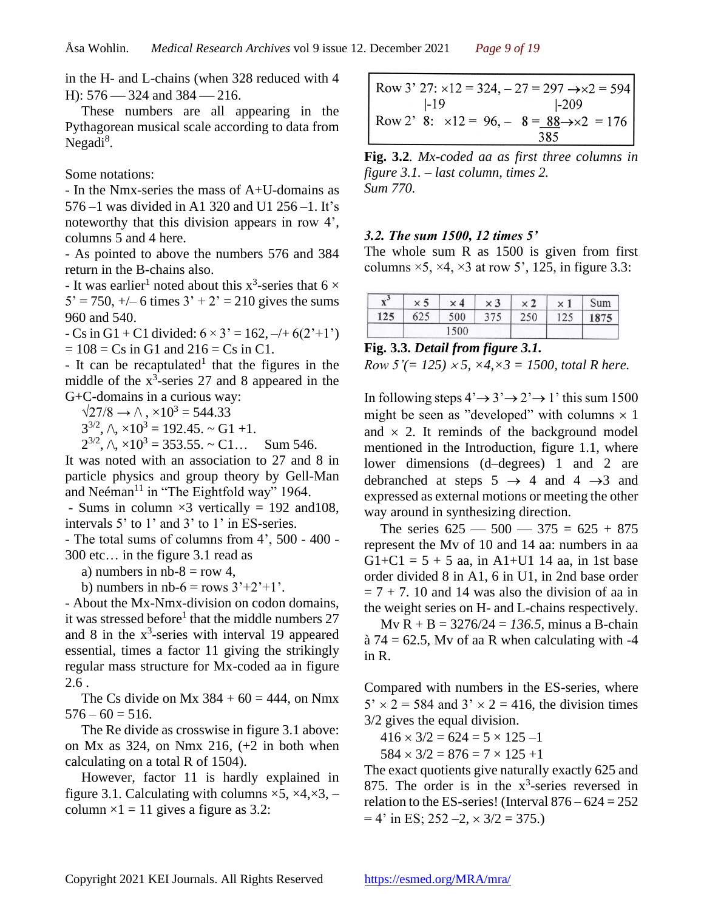in the H- and L-chains (when 328 reduced with 4 H): 576 — 324 and 384 — 216.

These numbers are all appearing in the Pythagorean musical scale according to data from Negadi[8].

Some notations:

- In the Nmx-series the mass of A+U-domains as 576 –1 was divided in A1 320 and U1 256 –1. It's noteworthy that this division appears in row 4', columns 5 and 4 here.
- As pointed to above the numbers 576 and 384 return in the B-chains also.
- It was earlier[1] noted about this $x^3$-series that 6 × 5' = 750, +/– 6 times 3' + 2' = 210 gives the sums 960 and 540.
- Cs in G1 + C1 divided: 6 × 3' = 162, –/+ 6(2'+1') = 108 = Cs in G1 and 216 = Cs in C1.
- It can be recaptulated[1] that the figures in the middle of the $x^3$-series 27 and 8 appeared in the G+C-domains in a curious way:

  $\sqrt{27/8} \rightarrow \wedge$ , $\times 10^3 = 544.33$

  $3^{3/2}$, $\wedge$, $\times 10^3 = 192.45$. ~ G1 +1.

  $2^{3/2}$, $\wedge$, $\times 10^3 = 353.55$. ~ C1… Sum 546.

It was noted with an association to 27 and 8 in particle physics and group theory by Gell-Man and Neéman[11] in "The Eightfold way" 1964.

- Sums in column ×3 vertically = 192 and108, intervals 5' to 1' and 3' to 1' in ES-series.
- The total sums of columns from 4', 500 - 400 - 300 etc… in the figure 3.1 read as
  a) numbers in nb-8 = row 4,
  b) numbers in nb-6 = rows 3'+2'+1'.
- About the Mx-Nmx-division on codon domains, it was stressed before[1] that the middle numbers 27 and 8 in the $x^3$-series with interval 19 appeared essential, times a factor 11 giving the strikingly regular mass structure for Mx-coded aa in figure 2.6 .

The Cs divide on Mx 384 + 60 = 444, on Nmx 576 – 60 = 516.

The Re divide as crosswise in figure 3.1 above: on Mx as 324, on Nmx 216, (+2 in both when calculating on a total R of 1504).

However, factor 11 is hardly explained in figure 3.1. Calculating with columns ×5, ×4,×3, –column ×1 = 11 gives a figure as 3.2:

```
Row 3' 27: ×12 = 324, – 27 = 297 →×2 = 594
            |-19              |-209
Row 2'  8:  ×12 =  96, –  8 =  88→×2  = 176
                              385
```

**Fig. 3.2**. *Mx-coded aa as first three columns in figure 3.1. – last column, times 2. Sum 770.*

### *3.2. The sum 1500, 12 times 5'*

The whole sum R as 1500 is given from first columns ×5, ×4, ×3 at row 5', 125, in figure 3.3:

| $x^3$ | × 5 | × 4 | × 3 | × 2 | × 1 | Sum |
|---|---|---|---|---|---|---|
| 125 | 625 | 500 | 375 | 250 | 125 | **1875** |
| | 1500 | | | | | |

**Fig. 3.3.** ***Detail from figure 3.1.*** *Row 5'(= 125) × 5, ×4,×3 = 1500, total R here.*

In following steps 4'→ 3'→ 2'→ 1' this sum 1500 might be seen as "developed" with columns × 1 and × 2. It reminds of the background model mentioned in the Introduction, figure 1.1, where lower dimensions (d–degrees) 1 and 2 are debranched at steps 5 → 4 and 4 →3 and expressed as external motions or meeting the other way around in synthesizing direction.

The series 625 — 500 — 375 = 625 + 875 represent the Mv of 10 and 14 aa: numbers in aa G1+C1 = 5 + 5 aa, in A1+U1 14 aa, in 1st base order divided 8 in A1, 6 in U1, in 2nd base order = 7 + 7. 10 and 14 was also the division of aa in the weight series on H- and L-chains respectively.

Mv R + B = 3276/24 = *136.5*, minus a B-chain à 74 = 62.5, Mv of aa R when calculating with -4 in R.

Compared with numbers in the ES-series, where 5' × 2 = 584 and 3' × 2 = 416, the division times 3/2 gives the equal division.

416 × 3/2 = 624 = 5 × 125 –1

584 × 3/2 = 876 = 7 × 125 +1

The exact quotients give naturally exactly 625 and 875. The order is in the $x^3$-series reversed in relation to the ES-series! (Interval 876 – 624 = 252 = 4' in ES; 252 –2, × 3/2 = 375.)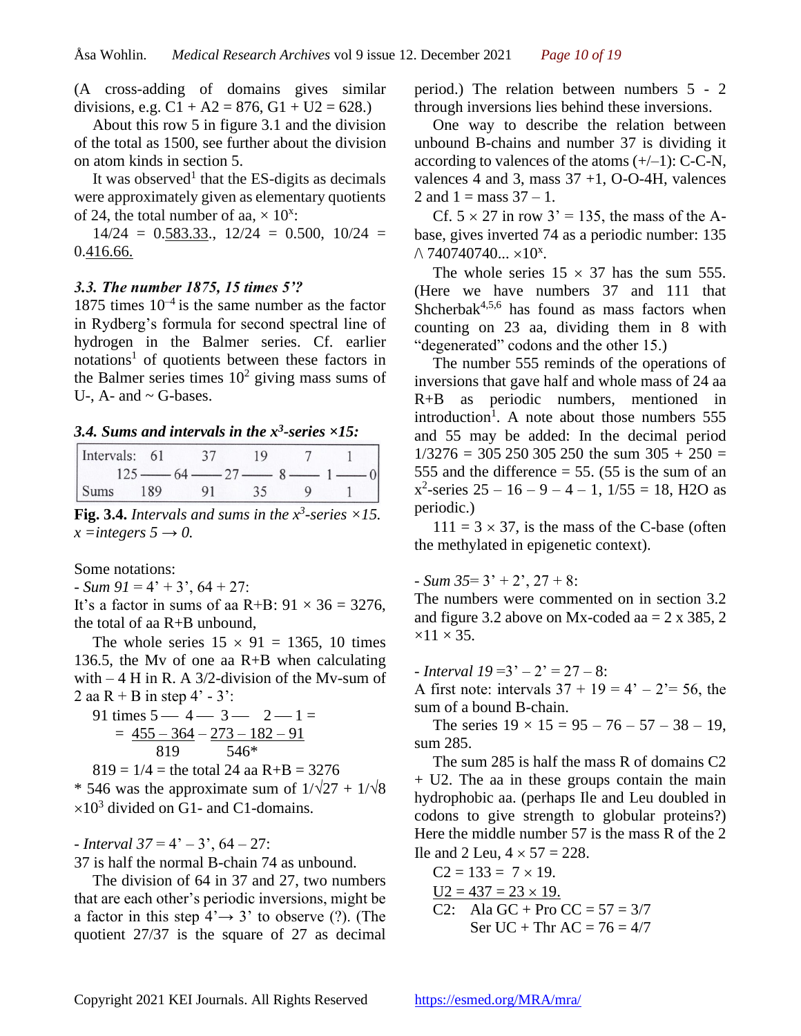(A cross-adding of domains gives similar divisions, e.g. C1 + A2 = 876, G1 + U2 = 628.)

About this row 5 in figure 3.1 and the division of the total as 1500, see further about the division on atom kinds in section 5.

It was observed[1] that the ES-digits as decimals were approximately given as elementary quotients of 24, the total number of aa, $\times 10^x$:

14/24 = 0.583.33., 12/24 = 0.500, 10/24 = 0.416.66.

### *3.3. The number 1875, 15 times 5'?*

1875 times $10^{-4}$ is the same number as the factor in Rydberg's formula for second spectral line of hydrogen in the Balmer series. Cf. earlier notations[1] of quotients between these factors in the Balmer series times $10^2$ giving mass sums of U-, A- and ~ G-bases.

### *3.4. Sums and intervals in the $x^3$-series ×15:*

| Intervals: | 61 | 37 | 19 | 7 | 1 |
|---|---|---|---|---|---|
| 125 — 64 — 27 — 8 — 1 — 0 | | | | | |
| Sums | 189 | 91 | 35 | 9 | 1 |

**Fig. 3.4.** *Intervals and sums in the $x^3$-series ×15. x =integers 5 → 0.*

Some notations:

- *Sum 91* = 4' + 3', 64 + 27:

It's a factor in sums of aa R+B: 91 × 36 = 3276, the total of aa R+B unbound,

The whole series 15 × 91 = 1365, 10 times 136.5, the Mv of one aa R+B when calculating with – 4 H in R. A 3/2-division of the Mv-sum of 2 aa R + B in step 4' - 3':

91 times 5 — 4 — 3 — 2 — 1 =
= 455 – 364 – 273 – 182 – 91
819 546*

819 = 1/4 = the total 24 aa R+B = 3276

* 546 was the approximate sum of $1/\sqrt{27} + 1/\sqrt{8}$ $\times 10^3$ divided on G1- and C1-domains.

- *Interval 37* = 4' – 3', 64 – 27:

37 is half the normal B-chain 74 as unbound.

The division of 64 in 37 and 27, two numbers that are each other's periodic inversions, might be a factor in this step 4'→ 3' to observe (?). (The quotient 27/37 is the square of 27 as decimal period.) The relation between numbers 5 - 2 through inversions lies behind these inversions.

One way to describe the relation between unbound B-chains and number 37 is dividing it according to valences of the atoms (+/–1): C-C-N, valences 4 and 3, mass 37 +1, O-O-4H, valences 2 and 1 = mass 37 – 1.

Cf. 5 × 27 in row 3' = 135, the mass of the A-base, gives inverted 74 as a periodic number: 135 /\ 740740740... $\times 10^x$.

The whole series 15 × 37 has the sum 555. (Here we have numbers 37 and 111 that Shcherbak[4,5,6] has found as mass factors when counting on 23 aa, dividing them in 8 with "degenerated" codons and the other 15.)

The number 555 reminds of the operations of inversions that gave half and whole mass of 24 aa R+B as periodic numbers, mentioned in introduction[1]. A note about those numbers 555 and 55 may be added: In the decimal period 1/3276 = 305 250 305 250 the sum 305 + 250 = 555 and the difference = 55. (55 is the sum of an $x^2$-series 25 – 16 – 9 – 4 – 1, 1/55 = 18, $H_2O$ as periodic.)

111 = 3 × 37, is the mass of the C-base (often the methylated in epigenetic context).

- *Sum 35*= 3' + 2', 27 + 8:

The numbers were commented on in section 3.2 and figure 3.2 above on Mx-coded aa = 2 x 385, 2 ×11 × 35.

- *Interval 19* =3' – 2' = 27 – 8:

A first note: intervals 37 + 19 = 4' – 2'= 56, the sum of a bound B-chain.

The series 19 × 15 = 95 – 76 – 57 – 38 – 19, sum 285.

The sum 285 is half the mass R of domains C2 + U2. The aa in these groups contain the main hydrophobic aa. (perhaps Ile and Leu doubled in codons to give strength to globular proteins?) Here the middle number 57 is the mass R of the 2 Ile and 2 Leu, 4 × 57 = 228.

C2 = 133 = 7 × 19.
U2 = 437 = 23 × 19.
C2: Ala GC + Pro CC = 57 = 3/7
Ser UC + Thr AC = 76 = 4/7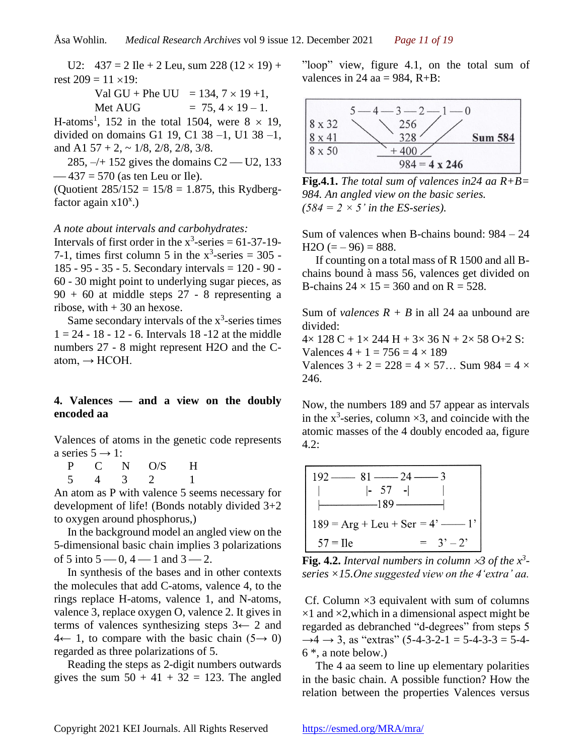U2: 437 = 2 Ile + 2 Leu, sum 228 (12 × 19) + rest 209 = 11 ×19:

Val GU + Phe UU = 134, 7 × 19 +1,
Met AUG = 75, 4 × 19 – 1.

H-atoms[1], 152 in the total 1504, were 8 × 19, divided on domains G1 19, C1 38 –1, U1 38 –1, and A1 57 + 2, ~ 1/8, 2/8, 2/8, 3/8.

285, –/+ 152 gives the domains C2 — U2, 133 — 437 = 570 (as ten Leu or Ile).
(Quotient 285/152 = 15/8 = 1.875, this Rydberg-factor again x10$^x$.)

*A note about intervals and carbohydrates:*
Intervals of first order in the $x^3$-series = 61-37-19-7-1, times first column 5 in the $x^3$-series = 305 - 185 - 95 - 35 - 5. Secondary intervals = 120 - 90 - 60 - 30 might point to underlying sugar pieces, as 90 + 60 at middle steps 27 - 8 representing a ribose, with + 30 an hexose.

Same secondary intervals of the $x^3$-series times 1 = 24 - 18 - 12 - 6. Intervals 18 -12 at the middle numbers 27 - 8 might represent H2O and the C-atom, → HCOH.

## 4. Valences — and a view on the doubly encoded aa

Valences of atoms in the genetic code represents a series 5 → 1:

| P | C | N | O/S | H |
|---|---|---|---|---|
| 5 | 4 | 3 | 2 | 1 |

An atom as P with valence 5 seems necessary for development of life! (Bonds notably divided 3+2 to oxygen around phosphorus,)

In the background model an angled view on the 5-dimensional basic chain implies 3 polarizations of 5 into 5 — 0, 4 — 1 and 3 — 2.

In synthesis of the bases and in other contexts the molecules that add C-atoms, valence 4, to the rings replace H-atoms, valence 1, and N-atoms, valence 3, replace oxygen O, valence 2. It gives in terms of valences synthesizing steps 3← 2 and 4← 1, to compare with the basic chain (5→ 0) regarded as three polarizations of 5.

Reading the steps as 2-digit numbers outwards gives the sum 50 + 41 + 32 = 123. The angled "loop" view, figure 4.1, on the total sum of valences in 24 aa = 984, R+B:

```
        5 — 4 — 3 — 2 — 1 — 0
8 x 32          256
8 x 41          328              Sum 584
8 x 50        + 400
              984 = 4 x 246
```

**Fig.4.1.** *The total sum of valences in24 aa R+B= 984. An angled view on the basic series. (584 = 2 × 5' in the ES-series).*

Sum of valences when B-chains bound: 984 – 24 H2O (= – 96) = 888.

If counting on a total mass of R 1500 and all B-chains bound à mass 56, valences get divided on B-chains 24 × 15 = 360 and on R = 528.

Sum of *valences R + B* in all 24 aa unbound are divided:
4× 128 C + 1× 244 H + 3× 36 N + 2× 58 O+2 S:
Valences 4 + 1 = 756 = 4 × 189
Valences 3 + 2 = 228 = 4 × 57… Sum 984 = 4 × 246.

Now, the numbers 189 and 57 appear as intervals in the $x^3$-series, column ×3, and coincide with the atomic masses of the 4 doubly encoded aa, figure 4.2:

```
192 —— 81 —— 24 —— 3
 |      |- 57 -|     |
 |———————189—————————|

189 = Arg + Leu + Ser = 4' —— 1'
 57 = Ile             =  3' – 2'
```

**Fig. 4.2.** *Interval numbers in column ×3 of the $x^3$-series ×15.One suggested view on the 4 'extra' aa.*

Cf. Column ×3 equivalent with sum of columns ×1 and ×2,which in a dimensional aspect might be regarded as debranched "d-degrees" from steps 5 →4 → 3, as "extras" (5-4-3-2-1 = 5-4-3-3 = 5-4-6 *, a note below.)

The 4 aa seem to line up elementary polarities in the basic chain. A possible function? How the relation between the properties Valences versus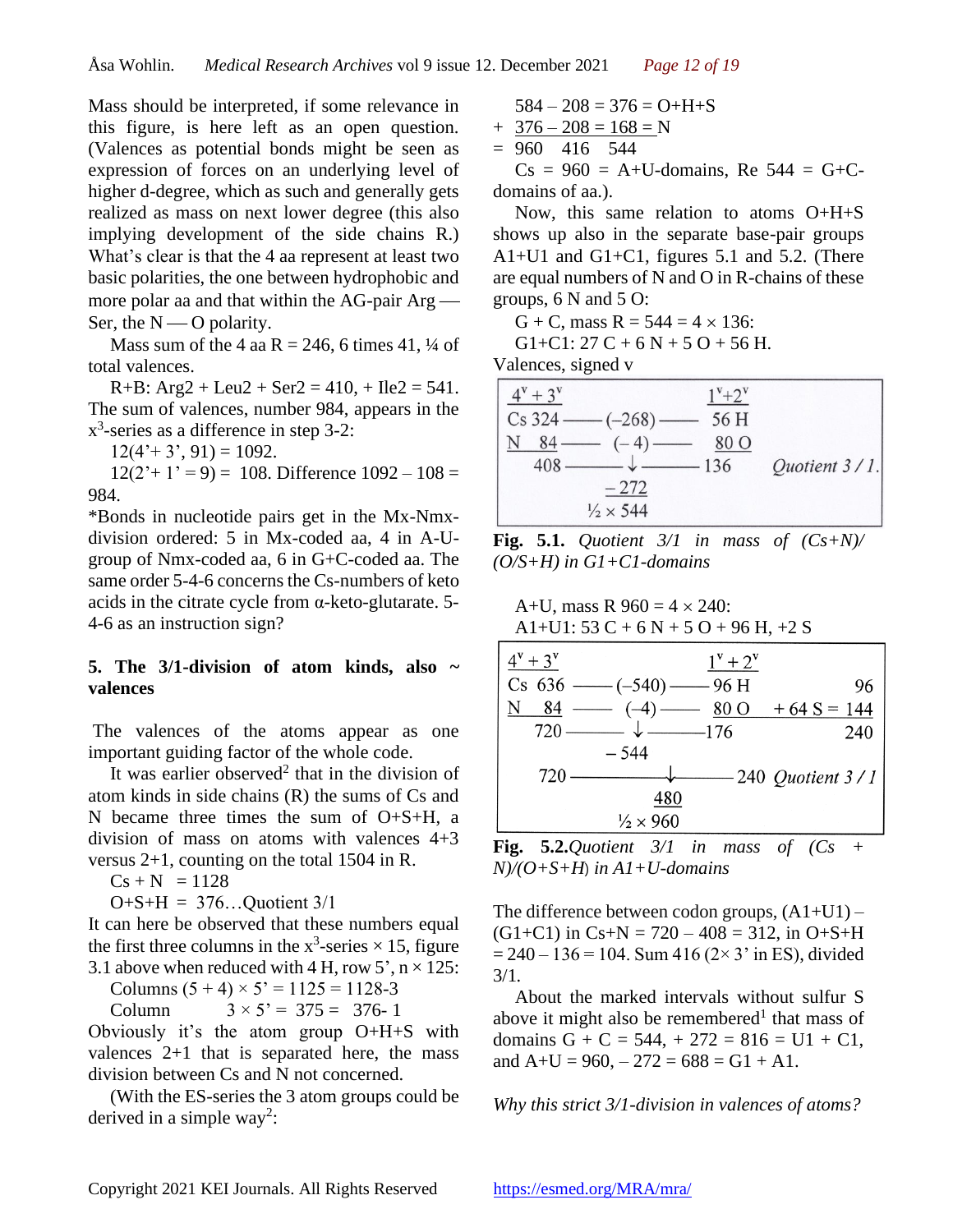Mass should be interpreted, if some relevance in this figure, is here left as an open question. (Valences as potential bonds might be seen as expression of forces on an underlying level of higher d-degree, which as such and generally gets realized as mass on next lower degree (this also implying development of the side chains R.) What's clear is that the 4 aa represent at least two basic polarities, the one between hydrophobic and more polar aa and that within the AG-pair Arg — Ser, the N — O polarity.

Mass sum of the 4 aa R = 246, 6 times 41, ¼ of total valences.

R+B: Arg2 + Leu2 + Ser2 = 410, + Ile2 = 541. The sum of valences, number 984, appears in the $x^3$-series as a difference in step 3-2:

12(4'+ 3', 91) = 1092.

12(2'+ 1' = 9) = 108. Difference 1092 – 108 = 984.

*Bonds in nucleotide pairs get in the Mx-Nmx-division ordered: 5 in Mx-coded aa, 4 in A-U-group of Nmx-coded aa, 6 in G+C-coded aa. The same order 5-4-6 concerns the Cs-numbers of keto acids in the citrate cycle from α-keto-glutarate. 5-4-6 as an instruction sign?

## 5. The 3/1-division of atom kinds, also ~ valences

The valences of the atoms appear as one important guiding factor of the whole code.

It was earlier observed[2] that in the division of atom kinds in side chains (R) the sums of Cs and N became three times the sum of O+S+H, a division of mass on atoms with valences 4+3 versus 2+1, counting on the total 1504 in R.

Cs + N = 1128

O+S+H = 376…Quotient 3/1

It can here be observed that these numbers equal the first three columns in the $x^3$-series × 15, figure 3.1 above when reduced with 4 H, row 5', n × 125:

Columns (5 + 4) × 5' = 1125 = 1128-3

Column 3 × 5' = 375 = 376- 1

Obviously it's the atom group O+H+S with valences 2+1 that is separated here, the mass division between Cs and N not concerned.

(With the ES-series the 3 atom groups could be derived in a simple way[2]:

584 – 208 = 376 = O+H+S

\+ 376 – 208 = 168 = N

= 960 416 544

Cs = 960 = A+U-domains, Re 544 = G+C-domains of aa.).

Now, this same relation to atoms O+H+S shows up also in the separate base-pair groups A1+U1 and G1+C1, figures 5.1 and 5.2. (There are equal numbers of N and O in R-chains of these groups, 6 N and 5 O:

G + C, mass R = 544 = 4 × 136:

G1+C1: 27 C + 6 N + 5 O + 56 H.

Valences, signed v

```
4v + 3v                      1v+2v
Cs 324 ——— (–268) ———  56 H
N   84 ———  (– 4) ———  80 O
   408 ———— ↓ ————— 136        Quotient 3 / 1.
           – 272
          ½ × 544
```

**Fig. 5.1.** *Quotient 3/1 in mass of (Cs+N)/(O/S+H) in G1+C1-domains*

A+U, mass R 960 = 4 × 240:

A1+U1: 53 C + 6 N + 5 O + 96 H, +2 S

```
4v + 3v                         1v + 2v
Cs 636 ——— (–540) ——— 96 H                96
N   84 ———  (–4) ———— 80 O     + 64 S = 144
   720 ————— ↓ ————— 176                  240
           – 544
   720 ——————— ↓ ——————— 240  Quotient 3 / 1
              480
             ½ × 960
```

**Fig. 5.2.** *Quotient 3/1 in mass of (Cs + N)/(O+S+H) in A1+U-domains*

The difference between codon groups, (A1+U1) – (G1+C1) in Cs+N = 720 – 408 = 312, in O+S+H = 240 – 136 = 104. Sum 416 (2× 3' in ES), divided 3/1.

About the marked intervals without sulfur S above it might also be remembered[1] that mass of domains G + C = 544, + 272 = 816 = U1 + C1, and A+U = 960, – 272 = 688 = G1 + A1.

*Why this strict 3/1-division in valences of atoms?*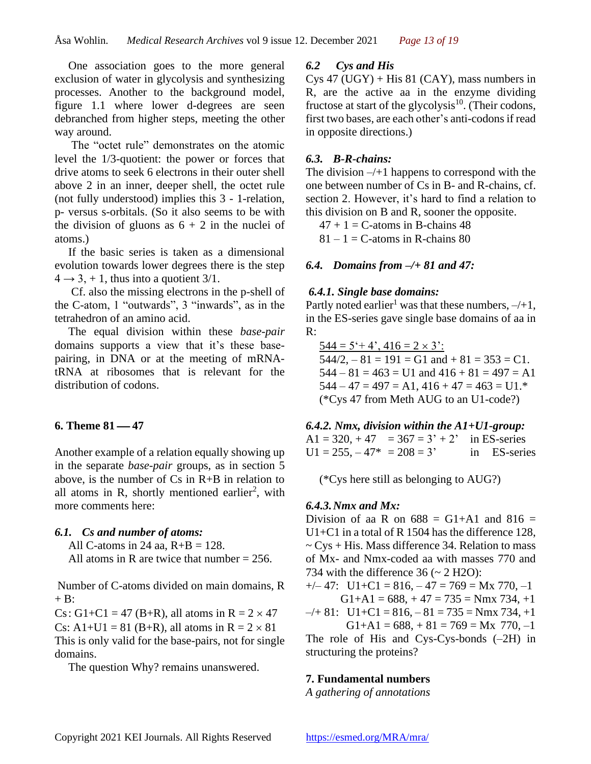One association goes to the more general exclusion of water in glycolysis and synthesizing processes. Another to the background model, figure 1.1 where lower d-degrees are seen debranched from higher steps, meeting the other way around.

The "octet rule" demonstrates on the atomic level the 1/3-quotient: the power or forces that drive atoms to seek 6 electrons in their outer shell above 2 in an inner, deeper shell, the octet rule (not fully understood) implies this 3 - 1-relation, p- versus s-orbitals. (So it also seems to be with the division of gluons as 6 + 2 in the nuclei of atoms.)

If the basic series is taken as a dimensional evolution towards lower degrees there is the step $4 \rightarrow 3, + 1$, thus into a quotient 3/1.

Cf. also the missing electrons in the p-shell of the C-atom, 1 "outwards", 3 "inwards", as in the tetrahedron of an amino acid.

The equal division within these *base-pair* domains supports a view that it's these base-pairing, in DNA or at the meeting of mRNA-tRNA at ribosomes that is relevant for the distribution of codons.

## 6. Theme 81 — 47

Another example of a relation equally showing up in the separate *base-pair* groups, as in section 5 above, is the number of Cs in R+B in relation to all atoms in R, shortly mentioned earlier[2], with more comments here:

### *6.1. Cs and number of atoms:*

All C-atoms in 24 aa, R+B = 128.
All atoms in R are twice that number = 256.

Number of C-atoms divided on main domains, R + B:

Cs: G1+C1 = 47 (B+R), all atoms in R = $2 \times 47$
Cs: A1+U1 = 81 (B+R), all atoms in R = $2 \times 81$
This is only valid for the base-pairs, not for single domains.

The question Why? remains unanswered.

### *6.2 Cys and His*

Cys 47 (UGY) + His 81 (CAY), mass numbers in R, are the active aa in the enzyme dividing fructose at start of the glycolysis[10]. (Their codons, first two bases, are each other's anti-codons if read in opposite directions.)

### *6.3. B-R-chains:*

The division –/+1 happens to correspond with the one between number of Cs in B- and R-chains, cf. section 2. However, it's hard to find a relation to this division on B and R, sooner the opposite.

47 + 1 = C-atoms in B-chains 48
81 – 1 = C-atoms in R-chains 80

### *6.4. Domains from –/+ 81 and 47:*

#### *6.4.1. Single base domains:*

Partly noted earlier[1] was that these numbers, –/+1, in the ES-series gave single base domains of aa in R:

<u>544 = 5'+ 4', 416 = $2 \times 3$':</u>
544/2, – 81 = 191 = G1 and + 81 = 353 = C1.
544 – 81 = 463 = U1 and 416 + 81 = 497 = A1
544 – 47 = 497 = A1, 416 + 47 = 463 = U1.*
(*Cys 47 from Meth AUG to an U1-code?)

#### *6.4.2. Nmx, division within the A1+U1-group:*

A1 = 320, + 47 = 367 = 3' + 2' in ES-series
U1 = 255, – 47* = 208 = 3' in ES-series

(*Cys here still as belonging to AUG?)

#### *6.4.3. Nmx and Mx:*

Division of aa R on 688 = G1+A1 and 816 = U1+C1 in a total of R 1504 has the difference 128, ~ Cys + His. Mass difference 34. Relation to mass of Mx- and Nmx-coded aa with masses 770 and 734 with the difference 36 (~ 2 $H_2O$):

+/– 47: U1+C1 = 816, – 47 = 769 = Mx 770, –1
G1+A1 = 688, + 47 = 735 = Nmx 734, +1
–/+ 81: U1+C1 = 816, – 81 = 735 = Nmx 734, +1
G1+A1 = 688, + 81 = 769 = Mx 770, –1

The role of His and Cys-Cys-bonds (–2H) in structuring the proteins?

## 7. Fundamental numbers

*A gathering of annotations*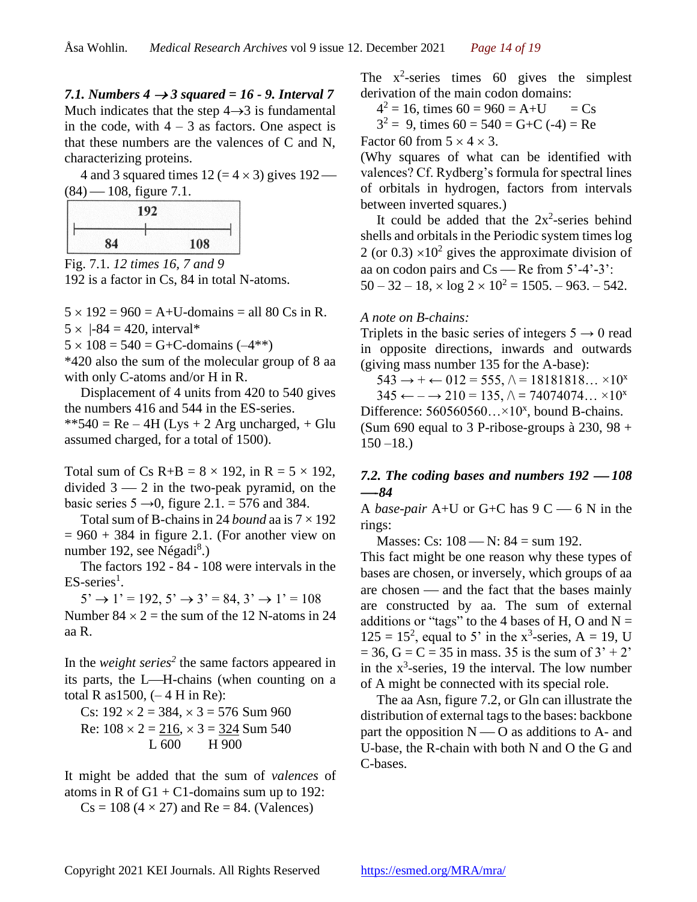### *7.1. Numbers 4 → 3 squared = 16 - 9. Interval 7*

Much indicates that the step 4→3 is fundamental in the code, with 4 – 3 as factors. One aspect is that these numbers are the valences of C and N, characterizing proteins.

4 and 3 squared times 12 (= 4 × 3) gives 192 — (84) — 108, figure 7.1.

| 192 | |
|---|---|
| 84 | 108 |

Fig. 7.1. *12 times 16, 7 and 9*

192 is a factor in Cs, 84 in total N-atoms.

5 × 192 = 960 = A+U-domains = all 80 Cs in R.
5 × |-84 = 420, interval*
5 × 108 = 540 = G+C-domains (–4**)
*420 also the sum of the molecular group of 8 aa with only C-atoms and/or H in R.

Displacement of 4 units from 420 to 540 gives the numbers 416 and 544 in the ES-series.
**540 = Re – 4H (Lys + 2 Arg uncharged, + Glu assumed charged, for a total of 1500).

Total sum of Cs R+B = 8 × 192, in R = 5 × 192, divided 3 — 2 in the two-peak pyramid, on the basic series 5 →0, figure 2.1. = 576 and 384.

Total sum of B-chains in 24 *bound* aa is 7 × 192 = 960 + 384 in figure 2.1. (For another view on number 192, see Négadi[8].)

The factors 192 - 84 - 108 were intervals in the ES-series[1].

5' → 1' = 192, 5' → 3' = 84, 3' → 1' = 108
Number 84 × 2 = the sum of the 12 N-atoms in 24 aa R.

In the *weight series*[2] the same factors appeared in its parts, the L—H-chains (when counting on a total R as1500, (– 4 H in Re):

Cs: 192 × 2 = 384, × 3 = 576 Sum 960
Re: 108 × 2 = <u>216</u>, × 3 = <u>324</u> Sum 540
L 600 H 900

It might be added that the sum of *valences* of atoms in R of G1 + C1-domains sum up to 192:

Cs = 108 (4 × 27) and Re = 84. (Valences)

The $x^2$-series times 60 gives the simplest derivation of the main codon domains:

$4^2$ = 16, times 60 = 960 = A+U = Cs
$3^2$ = 9, times 60 = 540 = G+C (-4) = Re

Factor 60 from 5 × 4 × 3.

(Why squares of what can be identified with valences? Cf. Rydberg's formula for spectral lines of orbitals in hydrogen, factors from intervals between inverted squares.)

It could be added that the $2x^2$-series behind shells and orbitals in the Periodic system times log 2 (or 0.3) $\times 10^2$ gives the approximate division of aa on codon pairs and Cs — Re from 5'-4'-3':

50 – 32 – 18, × log 2 × $10^2$ = 1505. – 963. – 542.

*A note on B-chains:*

Triplets in the basic series of integers 5 → 0 read in opposite directions, inwards and outwards (giving mass number 135 for the A-base):

543 → + ← 012 = 555, /\ = 18181818… $\times 10^x$
345 ← – → 210 = 135, /\ = 74074074… $\times 10^x$

Difference: 560560560…$\times 10^x$, bound B-chains. (Sum 690 equal to 3 P-ribose-groups à 230, 98 + 150 –18.)

### *7.2. The coding bases and numbers 192 — 108 — 84*

A *base-pair* A+U or G+C has 9 C — 6 N in the rings:

Masses: Cs: 108 — N: 84 = sum 192.

This fact might be one reason why these types of bases are chosen, or inversely, which groups of aa are chosen — and the fact that the bases mainly are constructed by aa. The sum of external additions or "tags" to the 4 bases of H, O and N = 125 = $15^2$, equal to 5' in the $x^3$-series, A = 19, U = 36, G = C = 35 in mass. 35 is the sum of 3' + 2' in the $x^3$-series, 19 the interval. The low number of A might be connected with its special role.

The aa Asn, figure 7.2, or Gln can illustrate the distribution of external tags to the bases: backbone part the opposition N — O as additions to A- and U-base, the R-chain with both N and O the G and C-bases.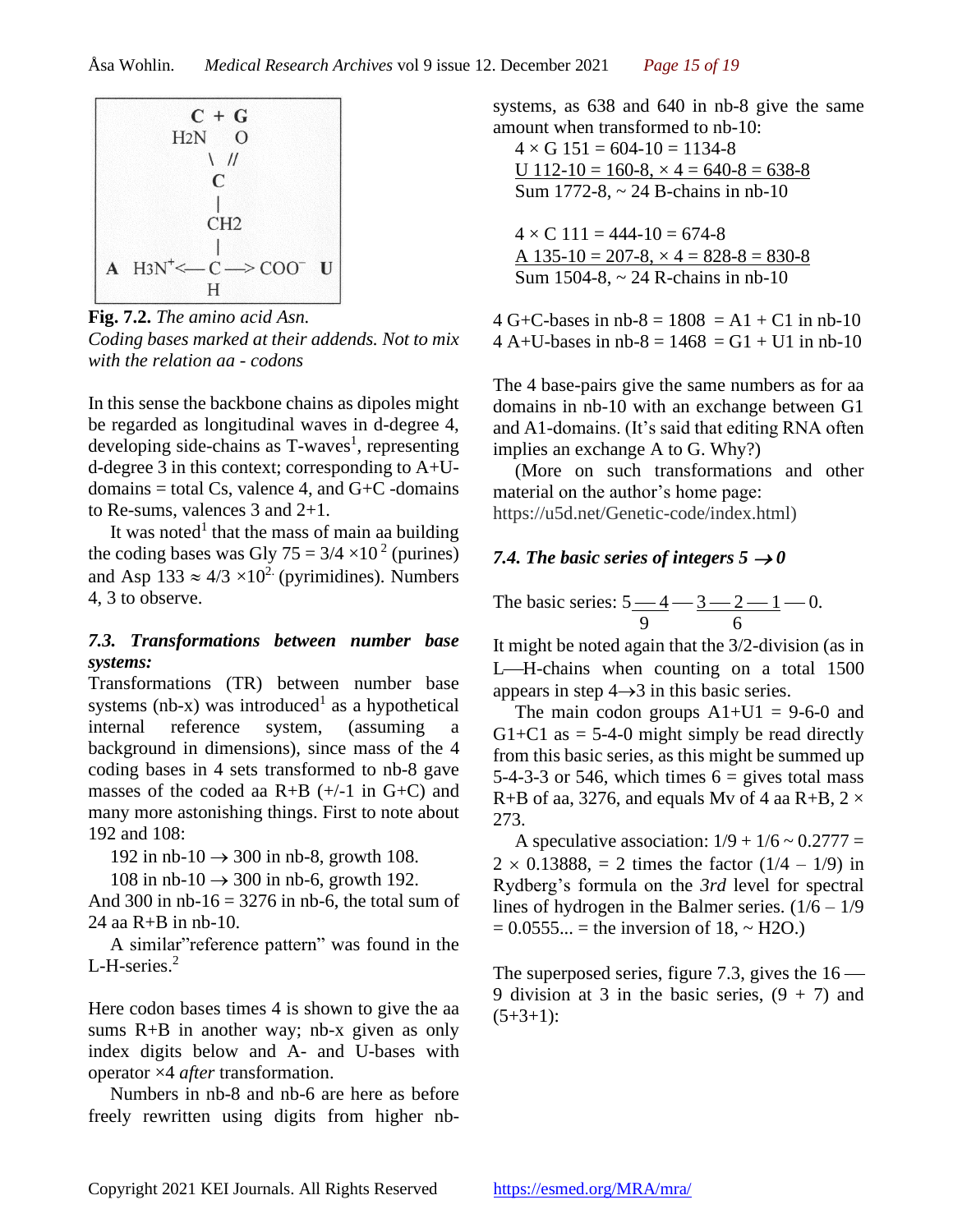```
        C + G
   H2N     O
      \  //
       C
       |
      CH2
       |
A  H3N+<— C —> COO−  U
       H
```

**Fig. 7.2.** *The amino acid Asn. Coding bases marked at their addends. Not to mix with the relation aa - codons*

In this sense the backbone chains as dipoles might be regarded as longitudinal waves in d-degree 4, developing side-chains as T-waves[1], representing d-degree 3 in this context; corresponding to A+U-domains = total Cs, valence 4, and G+C -domains to Re-sums, valences 3 and 2+1.

It was noted[1] that the mass of main aa building the coding bases was Gly 75 = $3/4 \times 10^2$ (purines) and Asp 133 ≈ $4/3 \times 10^2$ (pyrimidines). Numbers 4, 3 to observe.

### *7.3. Transformations between number base systems:*

Transformations (TR) between number base systems (nb-x) was introduced[1] as a hypothetical internal reference system, (assuming a background in dimensions), since mass of the 4 coding bases in 4 sets transformed to nb-8 gave masses of the coded aa R+B (+/-1 in G+C) and many more astonishing things. First to note about 192 and 108:

192 in nb-10 → 300 in nb-8, growth 108.
108 in nb-10 → 300 in nb-6, growth 192.

And 300 in nb-16 = 3276 in nb-6, the total sum of 24 aa R+B in nb-10.

A similar"reference pattern" was found in the L-H-series.[2]

Here codon bases times 4 is shown to give the aa sums R+B in another way; nb-x given as only index digits below and A- and U-bases with operator ×4 *after* transformation.

Numbers in nb-8 and nb-6 are here as before freely rewritten using digits from higher nb-systems, as 638 and 640 in nb-8 give the same amount when transformed to nb-10:

4 × G 151 = 604-10 = 1134-8
U 112-10 = 160-8, × 4 = 640-8 = 638-8
Sum 1772-8, ~ 24 B-chains in nb-10

4 × C 111 = 444-10 = 674-8
A 135-10 = 207-8, × 4 = 828-8 = 830-8
Sum 1504-8, ~ 24 R-chains in nb-10

4 G+C-bases in nb-8 = 1808 = A1 + C1 in nb-10
4 A+U-bases in nb-8 = 1468 = G1 + U1 in nb-10

The 4 base-pairs give the same numbers as for aa domains in nb-10 with an exchange between G1 and A1-domains. (It's said that editing RNA often implies an exchange A to G. Why?)

(More on such transformations and other material on the author's home page: https://u5d.net/Genetic-code/index.html)

### *7.4. The basic series of integers 5 → 0*

The basic series: 5 — 4 — 3 — 2 — 1 — 0, with 9 marked below 5—4 and 6 below 3—2—1.

It might be noted again that the 3/2-division (as in L—H-chains when counting on a total 1500 appears in step 4→3 in this basic series.

The main codon groups A1+U1 = 9-6-0 and G1+C1 as = 5-4-0 might simply be read directly from this basic series, as this might be summed up 5-4-3-3 or 546, which times 6 = gives total mass R+B of aa, 3276, and equals Mv of 4 aa R+B, 2 × 273.

A speculative association: 1/9 + 1/6 ~ 0.2777 = 2 × 0.13888, = 2 times the factor (1/4 – 1/9) in Rydberg's formula on the *3rd* level for spectral lines of hydrogen in the Balmer series. (1/6 – 1/9 = 0.0555... = the inversion of 18, ~ $H_2O$.)

The superposed series, figure 7.3, gives the 16 — 9 division at 3 in the basic series, (9 + 7) and (5+3+1):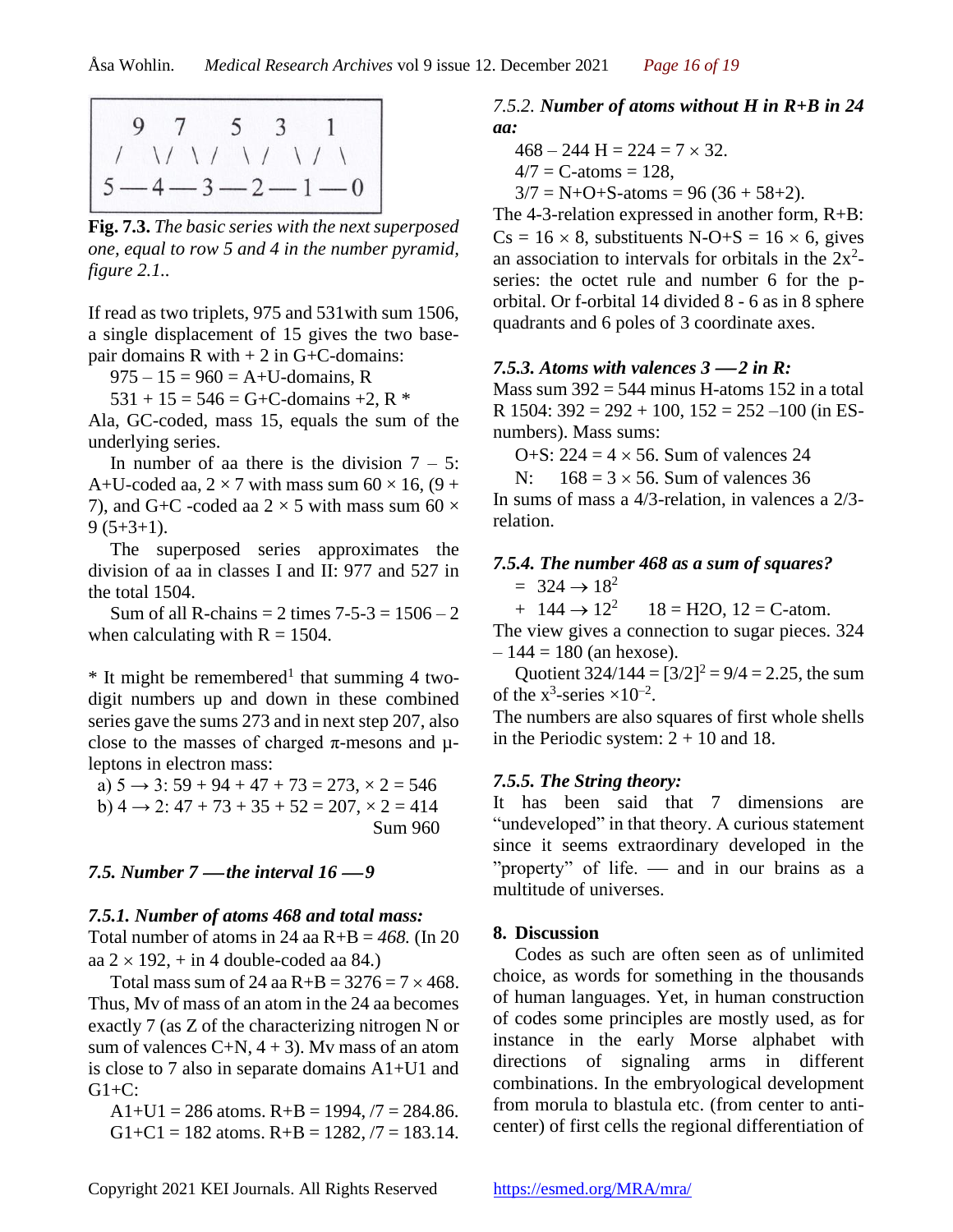```
 9   7     5   3    1
 /  \/ \ /  \ /  \ /  \
5 — 4 — 3 — 2 — 1 — 0
```

**Fig. 7.3.** *The basic series with the next superposed one, equal to row 5 and 4 in the number pyramid, figure 2.1..*

If read as two triplets, 975 and 531with sum 1506, a single displacement of 15 gives the two base-pair domains R with + 2 in G+C-domains:

975 – 15 = 960 = A+U-domains, R

531 + 15 = 546 = G+C-domains +2, R *

Ala, GC-coded, mass 15, equals the sum of the underlying series.

In number of aa there is the division 7 – 5: A+U-coded aa, $2 \times 7$ with mass sum $60 \times 16$, (9 + 7), and G+C -coded aa $2 \times 5$ with mass sum $60 \times 9$ (5+3+1).

The superposed series approximates the division of aa in classes I and II: 977 and 527 in the total 1504.

Sum of all R-chains = 2 times 7-5-3 = 1506 – 2 when calculating with R = 1504.

\* It might be remembered[1] that summing 4 two-digit numbers up and down in these combined series gave the sums 273 and in next step 207, also close to the masses of charged π-mesons and μ-leptons in electron mass:

a) 5 → 3: 59 + 94 + 47 + 73 = 273, × 2 = 546

b) 4 → 2: 47 + 73 + 35 + 52 = 207, × 2 = 414

Sum 960

## 7.5. *Number 7 — the interval 16 — 9*

### 7.5.1. *Number of atoms 468 and total mass:*

Total number of atoms in 24 aa R+B = *468.* (In 20 aa $2 \times 192$, + in 4 double-coded aa 84.)

Total mass sum of 24 aa R+B = 3276 = $7 \times 468$. Thus, Mv of mass of an atom in the 24 aa becomes exactly 7 (as Z of the characterizing nitrogen N or sum of valences C+N, 4 + 3). Mv mass of an atom is close to 7 also in separate domains A1+U1 and G1+C:

A1+U1 = 286 atoms. R+B = 1994, /7 = 284.86.

G1+C1 = 182 atoms. R+B = 1282, /7 = 183.14.

### 7.5.2. *Number of atoms without H in R+B in 24 aa:*

468 – 244 H = 224 = $7 \times 32$.

4/7 = C-atoms = 128,

3/7 = N+O+S-atoms = 96 (36 + 58+2).

The 4-3-relation expressed in another form, R+B: Cs = $16 \times 8$, substituents N-O+S = $16 \times 6$, gives an association to intervals for orbitals in the $2x^2$-series: the octet rule and number 6 for the p-orbital. Or f-orbital 14 divided 8 - 6 as in 8 sphere quadrants and 6 poles of 3 coordinate axes.

### 7.5.3. *Atoms with valences 3 — 2 in R:*

Mass sum 392 = 544 minus H-atoms 152 in a total R 1504: 392 = 292 + 100, 152 = 252 –100 (in ES-numbers). Mass sums:

O+S: 224 = $4 \times 56$. Sum of valences 24

N: 168 = $3 \times 56$. Sum of valences 36

In sums of mass a 4/3-relation, in valences a 2/3-relation.

### 7.5.4. *The number 468 as a sum of squares?*

= 324 → $18^2$

\+ 144 → $12^2$ 18 = $H_2O$, 12 = C-atom.

The view gives a connection to sugar pieces. 324 – 144 = 180 (an hexose).

Quotient 324/144 = $[3/2]^2 = 9/4 = 2.25$, the sum of the $x^3$-series $\times 10^{-2}$.

The numbers are also squares of first whole shells in the Periodic system: 2 + 10 and 18.

### 7.5.5. *The String theory:*

It has been said that 7 dimensions are "undeveloped" in that theory. A curious statement since it seems extraordinary developed in the "property" of life. — and in our brains as a multitude of universes.

## 8. Discussion

Codes as such are often seen as of unlimited choice, as words for something in the thousands of human languages. Yet, in human construction of codes some principles are mostly used, as for instance in the early Morse alphabet with directions of signaling arms in different combinations. In the embryological development from morula to blastula etc. (from center to anti-center) of first cells the regional differentiation of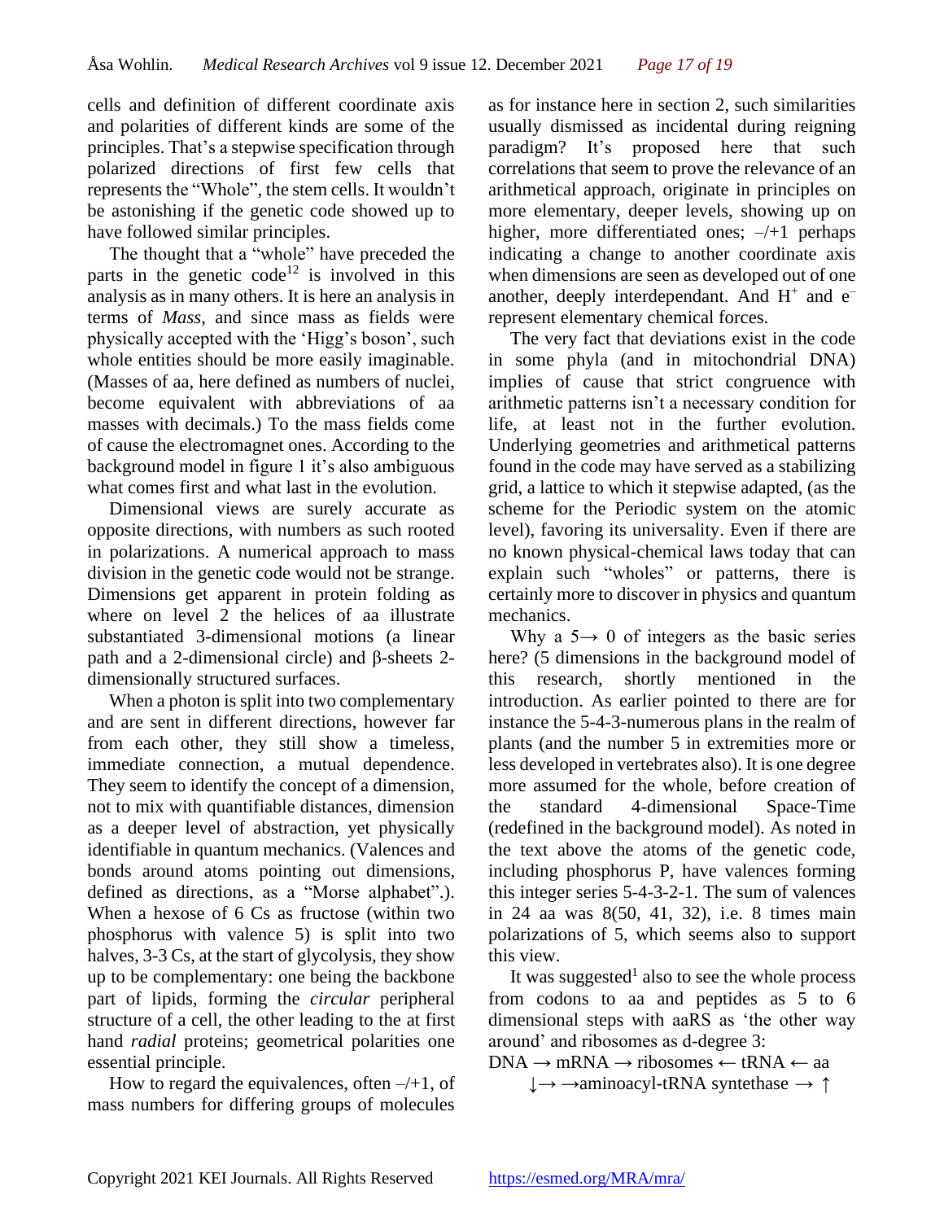cells and definition of different coordinate axis and polarities of different kinds are some of the principles. That's a stepwise specification through polarized directions of first few cells that represents the "Whole", the stem cells. It wouldn't be astonishing if the genetic code showed up to have followed similar principles.

The thought that a "whole" have preceded the parts in the genetic code[12] is involved in this analysis as in many others. It is here an analysis in terms of *Mass*, and since mass as fields were physically accepted with the 'Higg's boson', such whole entities should be more easily imaginable. (Masses of aa, here defined as numbers of nuclei, become equivalent with abbreviations of aa masses with decimals.) To the mass fields come of cause the electromagnet ones. According to the background model in figure 1 it's also ambiguous what comes first and what last in the evolution.

Dimensional views are surely accurate as opposite directions, with numbers as such rooted in polarizations. A numerical approach to mass division in the genetic code would not be strange. Dimensions get apparent in protein folding as where on level 2 the helices of aa illustrate substantiated 3-dimensional motions (a linear path and a 2-dimensional circle) and β-sheets 2-dimensionally structured surfaces.

When a photon is split into two complementary and are sent in different directions, however far from each other, they still show a timeless, immediate connection, a mutual dependence. They seem to identify the concept of a dimension, not to mix with quantifiable distances, dimension as a deeper level of abstraction, yet physically identifiable in quantum mechanics. (Valences and bonds around atoms pointing out dimensions, defined as directions, as a "Morse alphabet".). When a hexose of 6 Cs as fructose (within two phosphorus with valence 5) is split into two halves, 3-3 Cs, at the start of glycolysis, they show up to be complementary: one being the backbone part of lipids, forming the *circular* peripheral structure of a cell, the other leading to the at first hand *radial* proteins; geometrical polarities one essential principle.

How to regard the equivalences, often –/+1, of mass numbers for differing groups of molecules as for instance here in section 2, such similarities usually dismissed as incidental during reigning paradigm? It's proposed here that such correlations that seem to prove the relevance of an arithmetical approach, originate in principles on more elementary, deeper levels, showing up on higher, more differentiated ones; –/+1 perhaps indicating a change to another coordinate axis when dimensions are seen as developed out of one another, deeply interdependant. And $H^+$ and $e^-$ represent elementary chemical forces.

The very fact that deviations exist in the code in some phyla (and in mitochondrial DNA) implies of cause that strict congruence with arithmetic patterns isn't a necessary condition for life, at least not in the further evolution. Underlying geometries and arithmetical patterns found in the code may have served as a stabilizing grid, a lattice to which it stepwise adapted, (as the scheme for the Periodic system on the atomic level), favoring its universality. Even if there are no known physical-chemical laws today that can explain such "wholes" or patterns, there is certainly more to discover in physics and quantum mechanics.

Why a 5→ 0 of integers as the basic series here? (5 dimensions in the background model of this research, shortly mentioned in the introduction. As earlier pointed to there are for instance the 5-4-3-numerous plans in the realm of plants (and the number 5 in extremities more or less developed in vertebrates also). It is one degree more assumed for the whole, before creation of the standard 4-dimensional Space-Time (redefined in the background model). As noted in the text above the atoms of the genetic code, including phosphorus P, have valences forming this integer series 5-4-3-2-1. The sum of valences in 24 aa was 8(50, 41, 32), i.e. 8 times main polarizations of 5, which seems also to support this view.

It was suggested[1] also to see the whole process from codons to aa and peptides as 5 to 6 dimensional steps with aaRS as 'the other way around' and ribosomes as d-degree 3:

DNA → mRNA → ribosomes ← tRNA ← aa
↓→ →aminoacyl-tRNA syntethase → ↑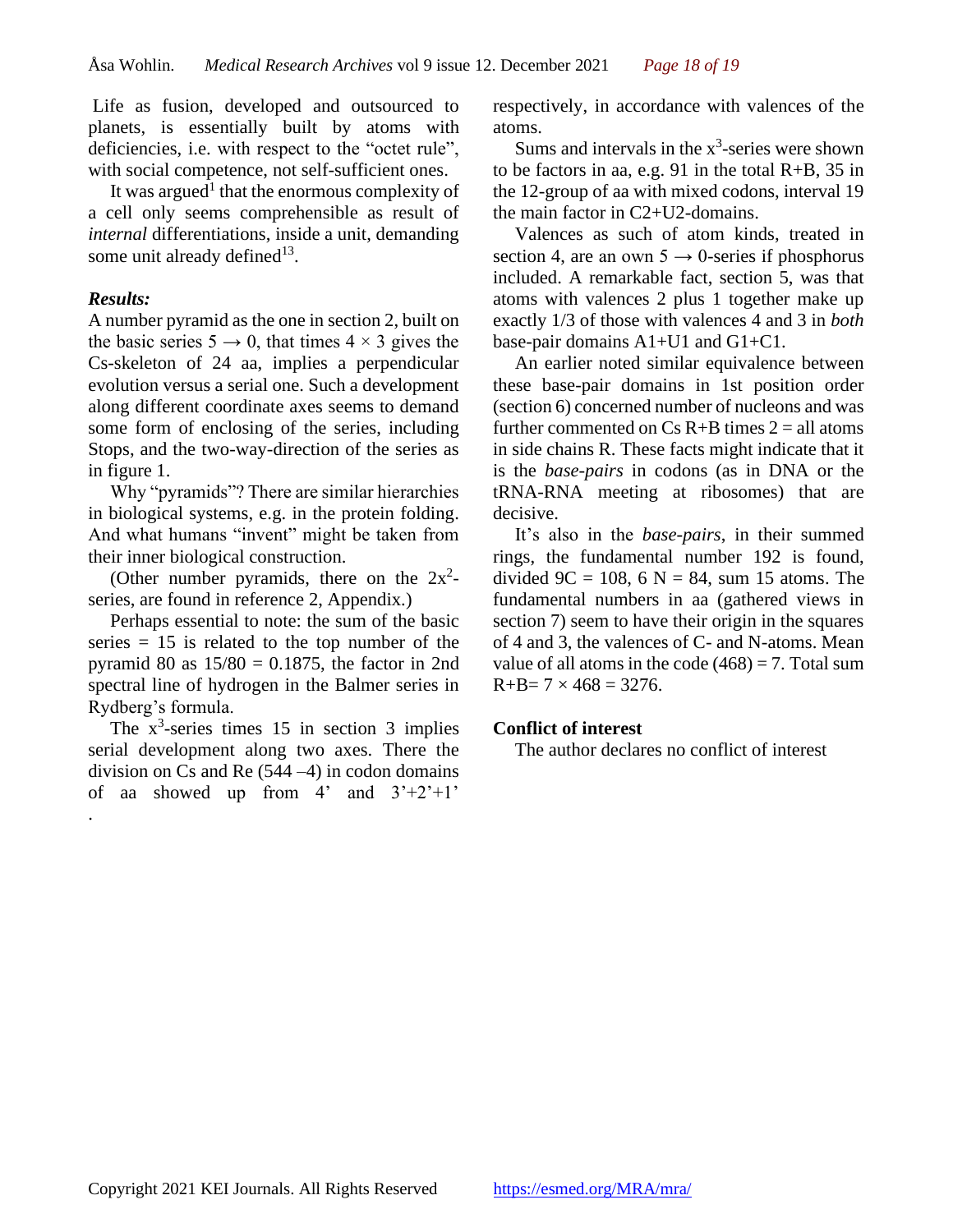Life as fusion, developed and outsourced to planets, is essentially built by atoms with deficiencies, i.e. with respect to the "octet rule", with social competence, not self-sufficient ones.

It was argued[1] that the enormous complexity of a cell only seems comprehensible as result of *internal* differentiations, inside a unit, demanding some unit already defined[13].

### *Results:*

A number pyramid as the one in section 2, built on the basic series $5 \rightarrow 0$, that times $4 \times 3$ gives the Cs-skeleton of 24 aa, implies a perpendicular evolution versus a serial one. Such a development along different coordinate axes seems to demand some form of enclosing of the series, including Stops, and the two-way-direction of the series as in figure 1.

Why "pyramids"? There are similar hierarchies in biological systems, e.g. in the protein folding. And what humans "invent" might be taken from their inner biological construction.

(Other number pyramids, there on the $2x^2$-series, are found in reference 2, Appendix.)

Perhaps essential to note: the sum of the basic series = 15 is related to the top number of the pyramid 80 as $15/80 = 0.1875$, the factor in 2nd spectral line of hydrogen in the Balmer series in Rydberg's formula.

The $x^3$-series times 15 in section 3 implies serial development along two axes. There the division on Cs and Re (544 –4) in codon domains of aa showed up from 4' and 3'+2'+1' respectively, in accordance with valences of the atoms.

Sums and intervals in the $x^3$-series were shown to be factors in aa, e.g. 91 in the total R+B, 35 in the 12-group of aa with mixed codons, interval 19 the main factor in C2+U2-domains.

Valences as such of atom kinds, treated in section 4, are an own $5 \rightarrow 0$-series if phosphorus included. A remarkable fact, section 5, was that atoms with valences 2 plus 1 together make up exactly 1/3 of those with valences 4 and 3 in *both* base-pair domains A1+U1 and G1+C1.

An earlier noted similar equivalence between these base-pair domains in 1st position order (section 6) concerned number of nucleons and was further commented on Cs R+B times 2 = all atoms in side chains R. These facts might indicate that it is the *base-pairs* in codons (as in DNA or the tRNA-RNA meeting at ribosomes) that are decisive.

It's also in the *base-pairs*, in their summed rings, the fundamental number 192 is found, divided 9C = 108, 6 N = 84, sum 15 atoms. The fundamental numbers in aa (gathered views in section 7) seem to have their origin in the squares of 4 and 3, the valences of C- and N-atoms. Mean value of all atoms in the code (468) = 7. Total sum R+B= $7 \times 468 = 3276$.

### Conflict of interest

The author declares no conflict of interest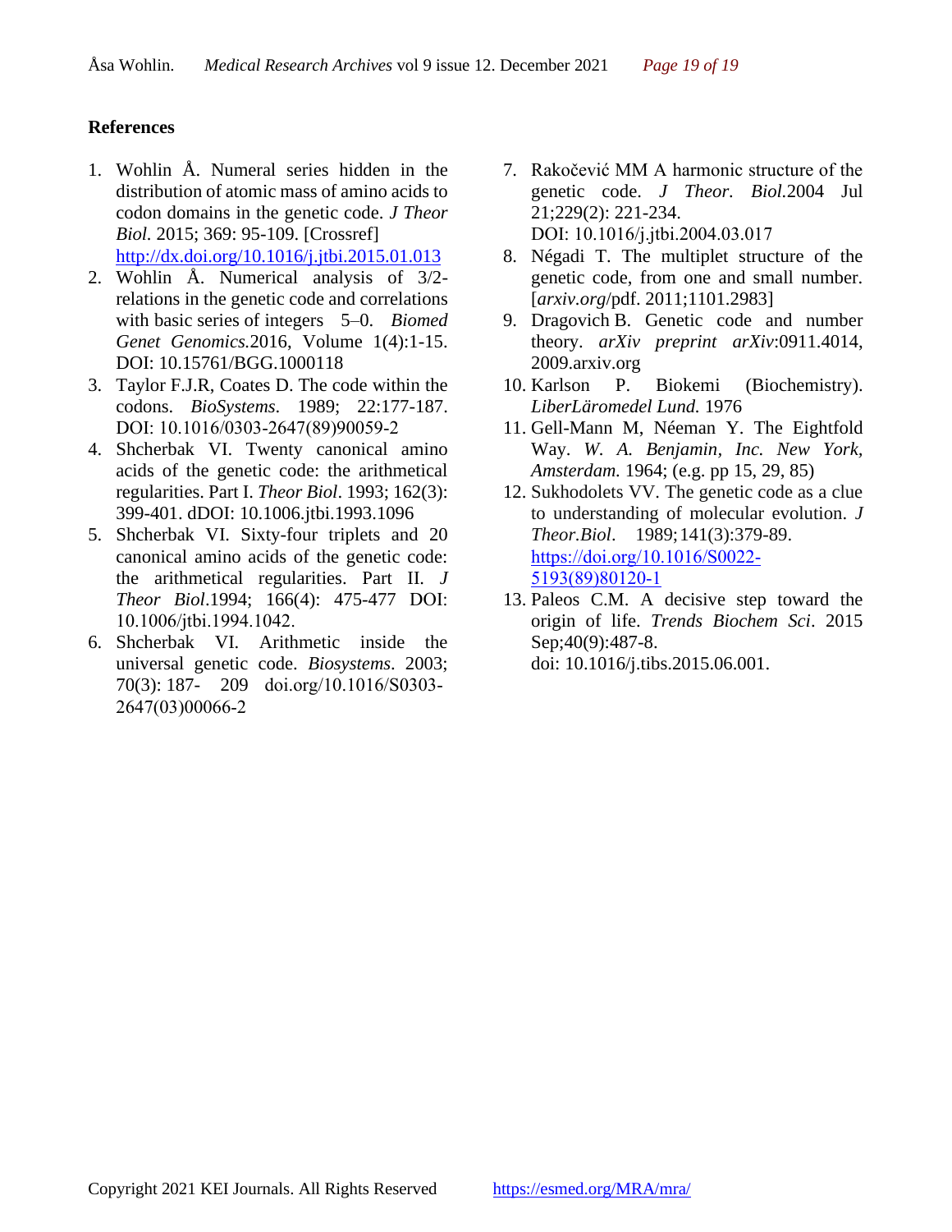## References

1. Wohlin Å. Numeral series hidden in the distribution of atomic mass of amino acids to codon domains in the genetic code. *J Theor Biol.* 2015; 369: 95-109. [Crossref] http://dx.doi.org/10.1016/j.jtbi.2015.01.013
2. Wohlin Å. Numerical analysis of 3/2-relations in the genetic code and correlations with basic series of integers 5–0. *Biomed Genet Genomics.*2016, Volume 1(4):1-15. DOI: 10.15761/BGG.1000118
3. Taylor F.J.R, Coates D. The code within the codons. *BioSystems*. 1989; 22:177-187. DOI: 10.1016/0303-2647(89)90059-2
4. Shcherbak VI. Twenty canonical amino acids of the genetic code: the arithmetical regularities. Part I. *Theor Biol*. 1993; 162(3): 399-401. dDOI: 10.1006.jtbi.1993.1096
5. Shcherbak VI. Sixty-four triplets and 20 canonical amino acids of the genetic code: the arithmetical regularities. Part II. *J Theor Biol*.1994; 166(4): 475-477 DOI: 10.1006/jtbi.1994.1042.
6. Shcherbak VI. Arithmetic inside the universal genetic code. *Biosystems*. 2003; 70(3): 187- 209 doi.org/10.1016/S0303-2647(03)00066-2
7. Rakočević MM A harmonic structure of the genetic code. *J Theor. Biol.*2004 Jul 21;229(2): 221-234. DOI: 10.1016/j.jtbi.2004.03.017
8. Négadi T. The multiplet structure of the genetic code, from one and small number. [*arxiv.org*/pdf. 2011;1101.2983]
9. Dragovich B. Genetic code and number theory. *arXiv preprint arXiv*:0911.4014, 2009.arxiv.org
10. Karlson P. Biokemi (Biochemistry). *LiberLäromedel Lund.* 1976
11. Gell-Mann M, Néeman Y. The Eightfold Way. *W. A. Benjamin, Inc. New York, Amsterdam.* 1964; (e.g. pp 15, 29, 85)
12. Sukhodolets VV. The genetic code as a clue to understanding of molecular evolution. *J Theor.Biol*. 1989;141(3):379-89. https://doi.org/10.1016/S0022-5193(89)80120-1
13. Paleos C.M. A decisive step toward the origin of life. *Trends Biochem Sci*. 2015 Sep;40(9):487-8. doi: 10.1016/j.tibs.2015.06.001.